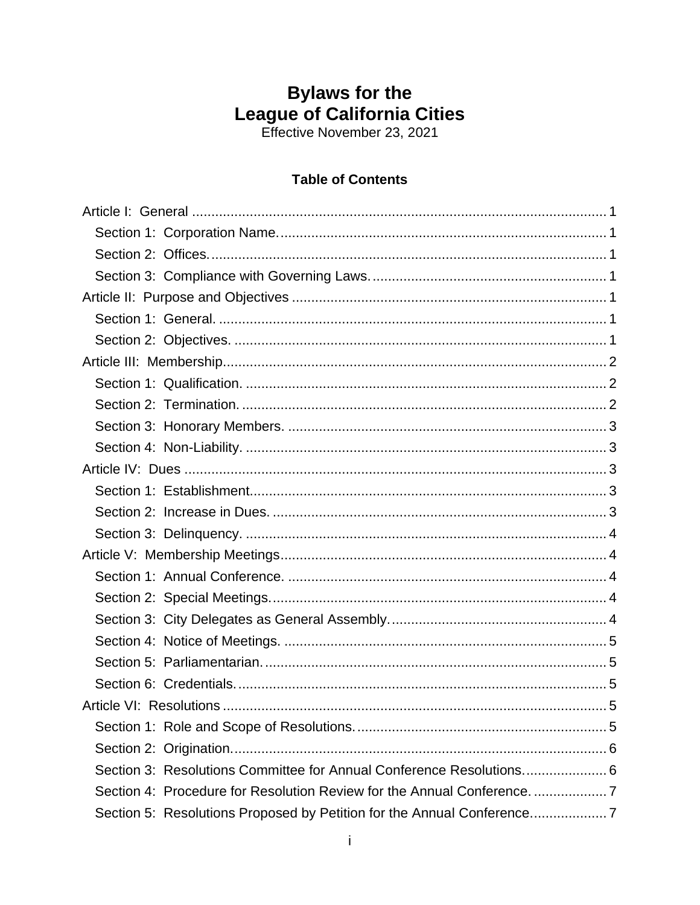# Bylaws for the League of California Cities

Effective November 23, 2021

## Table of Contents

- Article I: General ........ 1
  - Section 1: Corporation Name. ........ 1
  - Section 2: Offices. ........ 1
  - Section 3: Compliance with Governing Laws. ........ 1
- Article II: Purpose and Objectives ........ 1
  - Section 1: General. ........ 1
  - Section 2: Objectives. ........ 1
- Article III: Membership ........ 2
  - Section 1: Qualification. ........ 2
  - Section 2: Termination. ........ 2
  - Section 3: Honorary Members. ........ 3
  - Section 4: Non-Liability. ........ 3
- Article IV: Dues ........ 3
  - Section 1: Establishment. ........ 3
  - Section 2: Increase in Dues. ........ 3
  - Section 3: Delinquency. ........ 4
- Article V: Membership Meetings ........ 4
  - Section 1: Annual Conference. ........ 4
  - Section 2: Special Meetings. ........ 4
  - Section 3: City Delegates as General Assembly. ........ 4
  - Section 4: Notice of Meetings. ........ 5
  - Section 5: Parliamentarian. ........ 5
  - Section 6: Credentials. ........ 5
- Article VI: Resolutions ........ 5
  - Section 1: Role and Scope of Resolutions. ........ 5
  - Section 2: Origination. ........ 6
  - Section 3: Resolutions Committee for Annual Conference Resolutions. ........ 6
  - Section 4: Procedure for Resolution Review for the Annual Conference. ........ 7
  - Section 5: Resolutions Proposed by Petition for the Annual Conference. ........ 7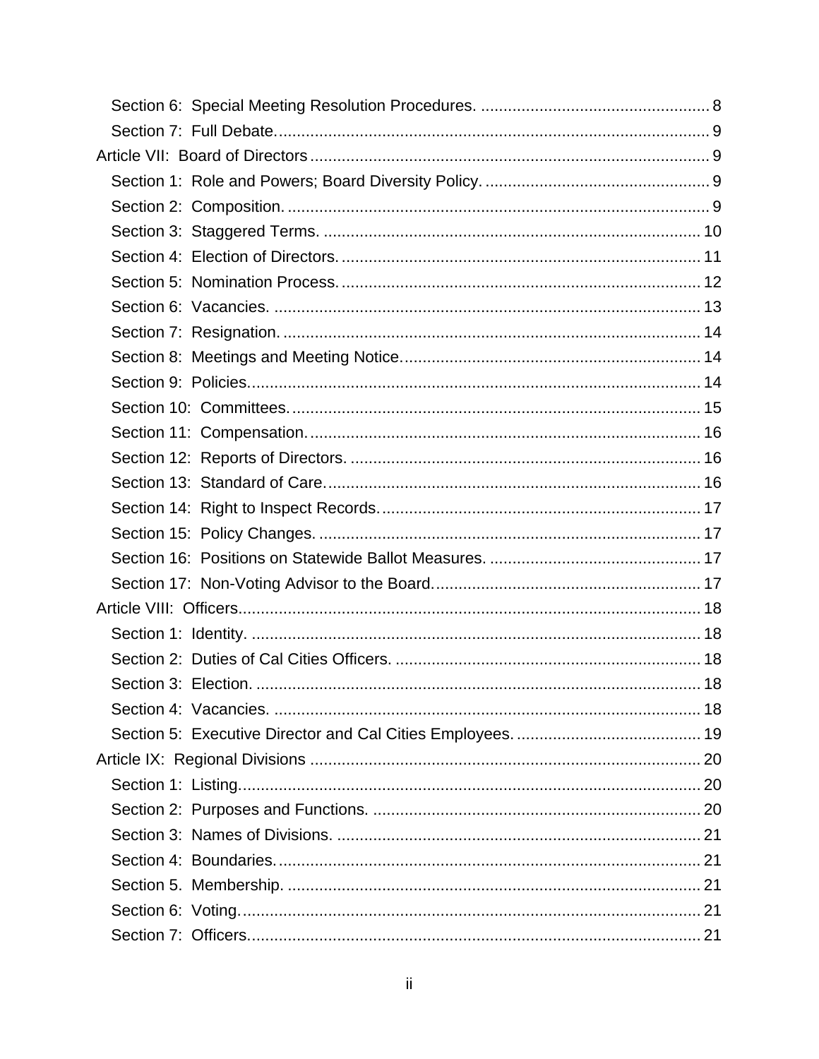Section 6: Special Meeting Resolution Procedures. .................................................. 8
Section 7: Full Debate. ............................................................................................... 9

Article VII: Board of Directors ....................................................................................... 9

Section 1: Role and Powers; Board Diversity Policy. .................................................. 9
Section 2: Composition. ............................................................................................. 9
Section 3: Staggered Terms. .................................................................................... 10
Section 4: Election of Directors. ............................................................................... 11
Section 5: Nomination Process. ............................................................................... 12
Section 6: Vacancies. ............................................................................................... 13
Section 7: Resignation. ............................................................................................ 14
Section 8: Meetings and Meeting Notice. .................................................................. 14
Section 9: Policies. ................................................................................................... 14
Section 10: Committees. .......................................................................................... 15
Section 11: Compensation. ...................................................................................... 16
Section 12: Reports of Directors. ............................................................................. 16
Section 13: Standard of Care. .................................................................................. 16
Section 14: Right to Inspect Records. ...................................................................... 17
Section 15: Policy Changes. .................................................................................... 17
Section 16: Positions on Statewide Ballot Measures. ............................................... 17
Section 17: Non-Voting Advisor to the Board. ........................................................... 17

Article VIII: Officers ...................................................................................................... 18

Section 1: Identity. ................................................................................................... 18
Section 2: Duties of Cal Cities Officers. ................................................................... 18
Section 3: Election. .................................................................................................. 18
Section 4: Vacancies. ............................................................................................... 18
Section 5: Executive Director and Cal Cities Employees. ......................................... 19

Article IX: Regional Divisions ...................................................................................... 20

Section 1: Listing. ..................................................................................................... 20
Section 2: Purposes and Functions. ......................................................................... 20
Section 3: Names of Divisions. ................................................................................. 21
Section 4: Boundaries. ............................................................................................. 21
Section 5. Membership. ........................................................................................... 21
Section 6: Voting. ..................................................................................................... 21
Section 7: Officers. ................................................................................................... 21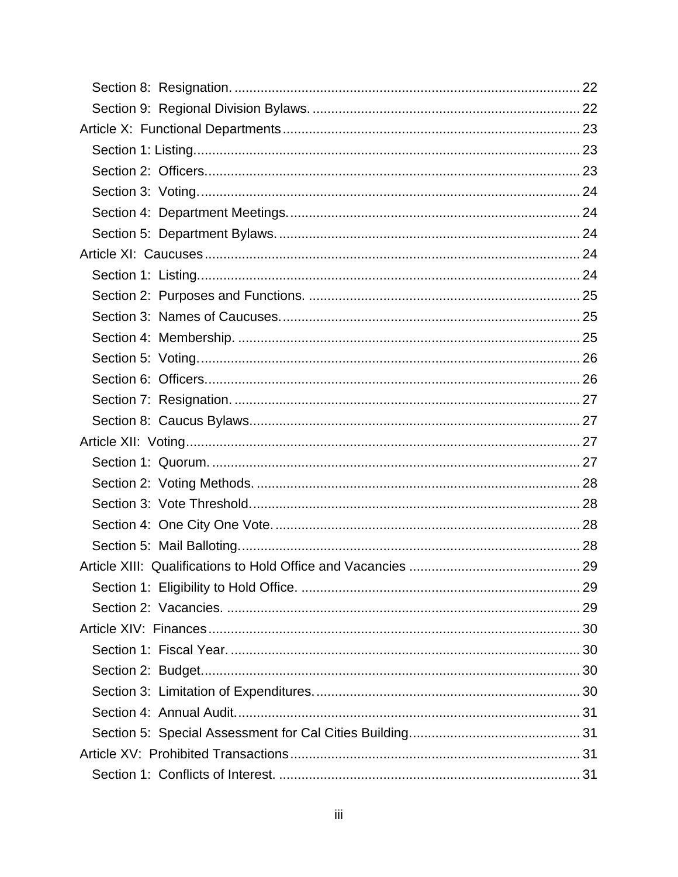Section 8: Resignation. ........................................................................................ 22

Section 9: Regional Division Bylaws. .................................................................... 22

Article X: Functional Departments ............................................................................. 23

Section 1: Listing. ..................................................................................................... 23

Section 2: Officers. ................................................................................................... 23

Section 3: Voting. ..................................................................................................... 24

Section 4: Department Meetings. ............................................................................ 24

Section 5: Department Bylaws. ............................................................................... 24

Article XI: Caucuses ................................................................................................... 24

Section 1: Listing. ..................................................................................................... 24

Section 2: Purposes and Functions. ........................................................................ 25

Section 3: Names of Caucuses. .............................................................................. 25

Section 4: Membership. ........................................................................................... 25

Section 5: Voting. ..................................................................................................... 26

Section 6: Officers. ................................................................................................... 26

Section 7: Resignation. ........................................................................................... 27

Section 8: Caucus Bylaws. ....................................................................................... 27

Article XII: Voting ....................................................................................................... 27

Section 1: Quorum. .................................................................................................. 27

Section 2: Voting Methods. ...................................................................................... 28

Section 3: Vote Threshold. ....................................................................................... 28

Section 4: One City One Vote. ................................................................................. 28

Section 5: Mail Balloting. .......................................................................................... 28

Article XIII: Qualifications to Hold Office and Vacancies ............................................. 29

Section 1: Eligibility to Hold Office. .......................................................................... 29

Section 2: Vacancies. ............................................................................................... 29

Article XIV: Finances .................................................................................................. 30

Section 1: Fiscal Year. ............................................................................................. 30

Section 2: Budget. .................................................................................................... 30

Section 3: Limitation of Expenditures. ..................................................................... 30

Section 4: Annual Audit. ........................................................................................... 31

Section 5: Special Assessment for Cal Cities Building. ............................................ 31

Article XV: Prohibited Transactions ............................................................................ 31

Section 1: Conflicts of Interest. ................................................................................ 31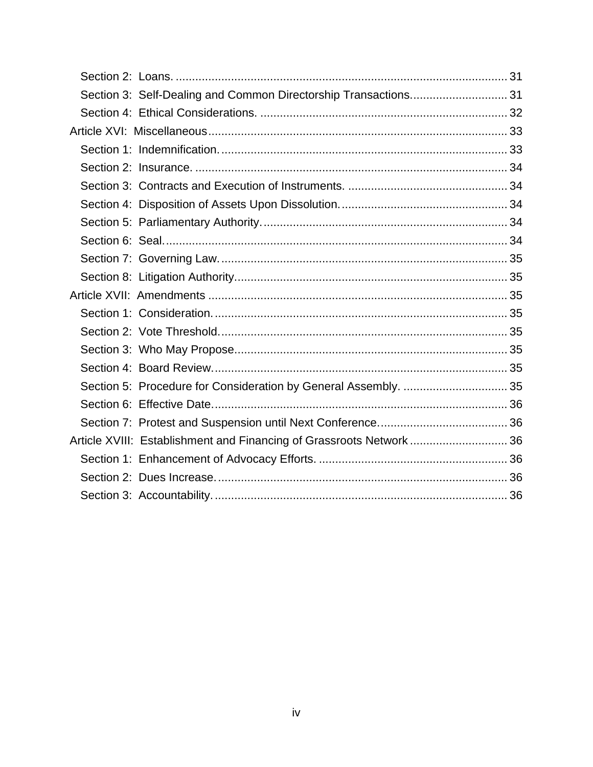Section 2: Loans. 31
Section 3: Self-Dealing and Common Directorship Transactions. 31
Section 4: Ethical Considerations. 32

Article XVI: Miscellaneous 33
Section 1: Indemnification. 33
Section 2: Insurance. 34
Section 3: Contracts and Execution of Instruments. 34
Section 4: Disposition of Assets Upon Dissolution. 34
Section 5: Parliamentary Authority. 34
Section 6: Seal. 34
Section 7: Governing Law. 35
Section 8: Litigation Authority. 35

Article XVII: Amendments 35
Section 1: Consideration. 35
Section 2: Vote Threshold. 35
Section 3: Who May Propose. 35
Section 4: Board Review. 35
Section 5: Procedure for Consideration by General Assembly. 35
Section 6: Effective Date. 36
Section 7: Protest and Suspension until Next Conference. 36

Article XVIII: Establishment and Financing of Grassroots Network 36
Section 1: Enhancement of Advocacy Efforts. 36
Section 2: Dues Increase. 36
Section 3: Accountability. 36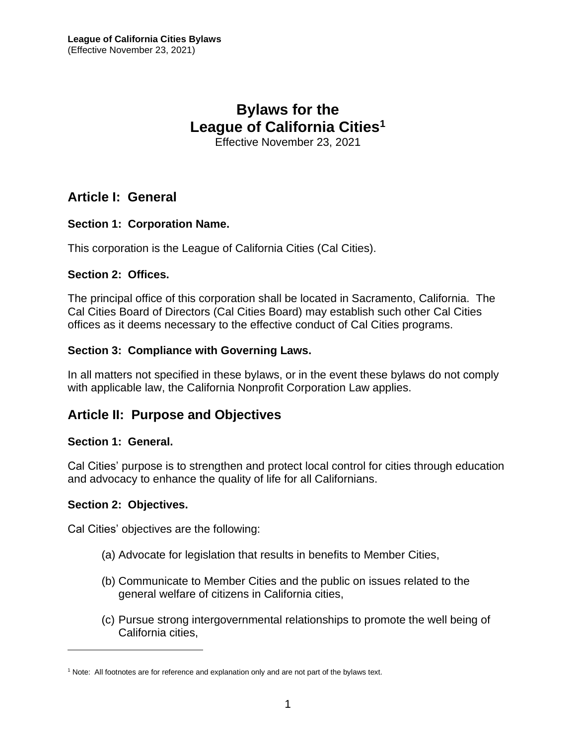# Bylaws for the League of California Cities[1]

Effective November 23, 2021

## Article I: General

### Section 1: Corporation Name.

This corporation is the League of California Cities (Cal Cities).

### Section 2: Offices.

The principal office of this corporation shall be located in Sacramento, California. The Cal Cities Board of Directors (Cal Cities Board) may establish such other Cal Cities offices as it deems necessary to the effective conduct of Cal Cities programs.

### Section 3: Compliance with Governing Laws.

In all matters not specified in these bylaws, or in the event these bylaws do not comply with applicable law, the California Nonprofit Corporation Law applies.

## Article II: Purpose and Objectives

### Section 1: General.

Cal Cities' purpose is to strengthen and protect local control for cities through education and advocacy to enhance the quality of life for all Californians.

### Section 2: Objectives.

Cal Cities' objectives are the following:

(a) Advocate for legislation that results in benefits to Member Cities,

(b) Communicate to Member Cities and the public on issues related to the general welfare of citizens in California cities,

(c) Pursue strong intergovernmental relationships to promote the well being of California cities,

[1] Note: All footnotes are for reference and explanation only and are not part of the bylaws text.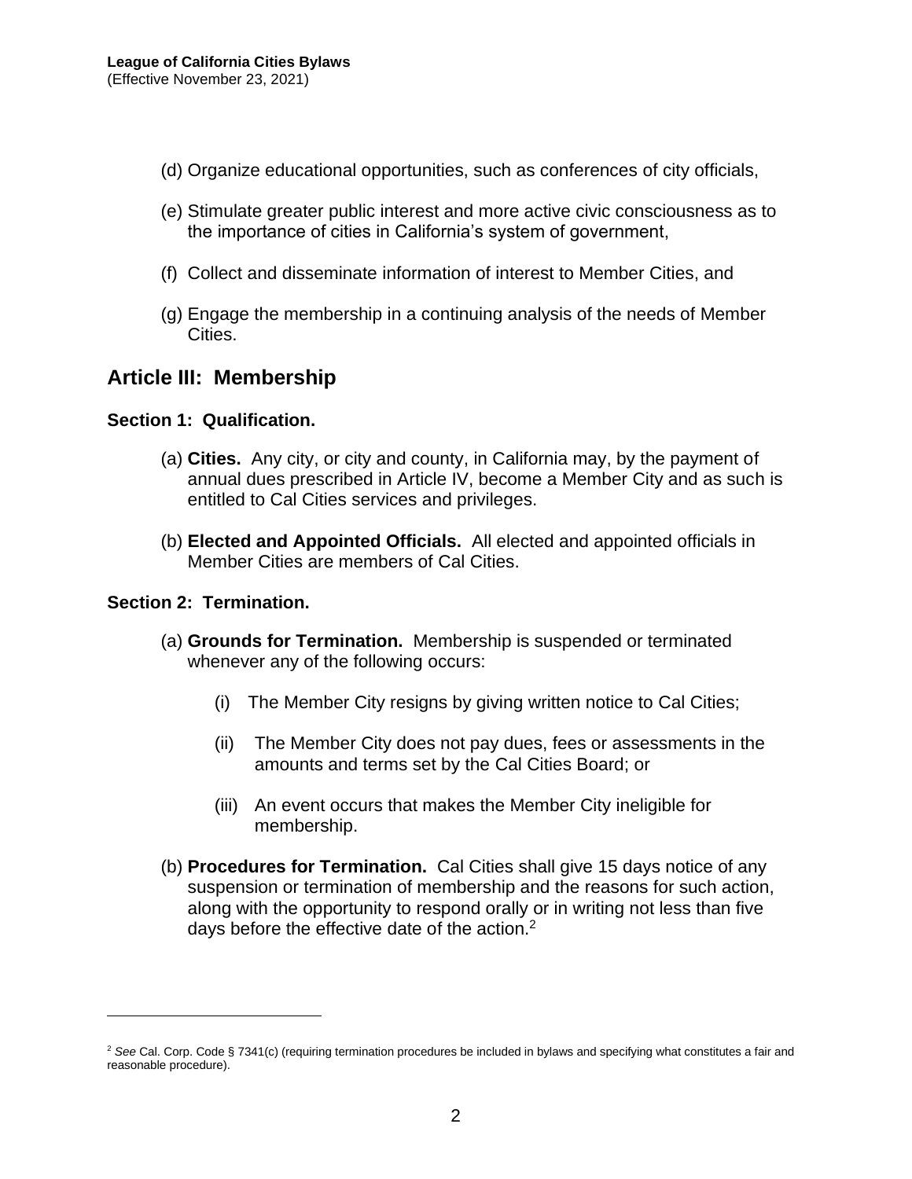(d) Organize educational opportunities, such as conferences of city officials,

(e) Stimulate greater public interest and more active civic consciousness as to the importance of cities in California's system of government,

(f) Collect and disseminate information of interest to Member Cities, and

(g) Engage the membership in a continuing analysis of the needs of Member Cities.

## Article III: Membership

### Section 1: Qualification.

(a) **Cities.** Any city, or city and county, in California may, by the payment of annual dues prescribed in Article IV, become a Member City and as such is entitled to Cal Cities services and privileges.

(b) **Elected and Appointed Officials.** All elected and appointed officials in Member Cities are members of Cal Cities.

### Section 2: Termination.

(a) **Grounds for Termination.** Membership is suspended or terminated whenever any of the following occurs:

(i) The Member City resigns by giving written notice to Cal Cities;

(ii) The Member City does not pay dues, fees or assessments in the amounts and terms set by the Cal Cities Board; or

(iii) An event occurs that makes the Member City ineligible for membership.

(b) **Procedures for Termination.** Cal Cities shall give 15 days notice of any suspension or termination of membership and the reasons for such action, along with the opportunity to respond orally or in writing not less than five days before the effective date of the action.[2]

---

[2] *See* Cal. Corp. Code § 7341(c) (requiring termination procedures be included in bylaws and specifying what constitutes a fair and reasonable procedure).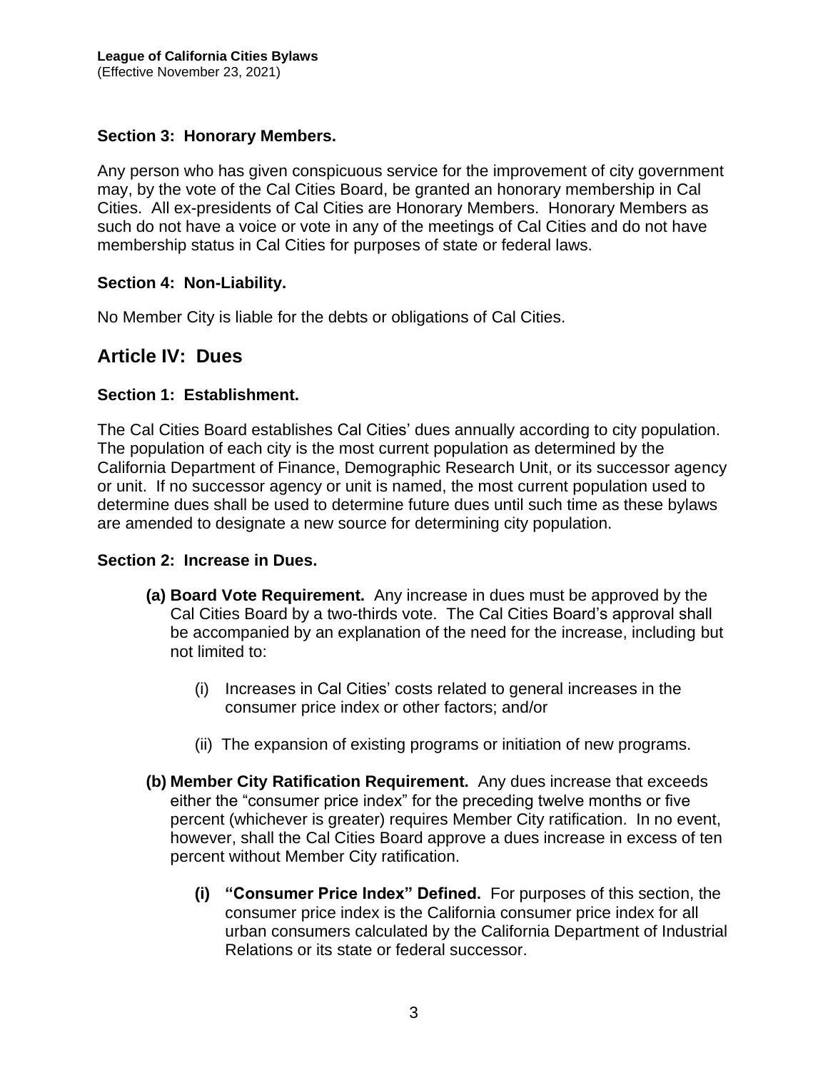### Section 3: Honorary Members.

Any person who has given conspicuous service for the improvement of city government may, by the vote of the Cal Cities Board, be granted an honorary membership in Cal Cities. All ex-presidents of Cal Cities are Honorary Members. Honorary Members as such do not have a voice or vote in any of the meetings of Cal Cities and do not have membership status in Cal Cities for purposes of state or federal laws.

### Section 4: Non-Liability.

No Member City is liable for the debts or obligations of Cal Cities.

## Article IV: Dues

### Section 1: Establishment.

The Cal Cities Board establishes Cal Cities' dues annually according to city population. The population of each city is the most current population as determined by the California Department of Finance, Demographic Research Unit, or its successor agency or unit. If no successor agency or unit is named, the most current population used to determine dues shall be used to determine future dues until such time as these bylaws are amended to designate a new source for determining city population.

### Section 2: Increase in Dues.

**(a) Board Vote Requirement.** Any increase in dues must be approved by the Cal Cities Board by a two-thirds vote. The Cal Cities Board's approval shall be accompanied by an explanation of the need for the increase, including but not limited to:

(i) Increases in Cal Cities' costs related to general increases in the consumer price index or other factors; and/or

(ii) The expansion of existing programs or initiation of new programs.

**(b) Member City Ratification Requirement.** Any dues increase that exceeds either the "consumer price index" for the preceding twelve months or five percent (whichever is greater) requires Member City ratification. In no event, however, shall the Cal Cities Board approve a dues increase in excess of ten percent without Member City ratification.

**(i) "Consumer Price Index" Defined.** For purposes of this section, the consumer price index is the California consumer price index for all urban consumers calculated by the California Department of Industrial Relations or its state or federal successor.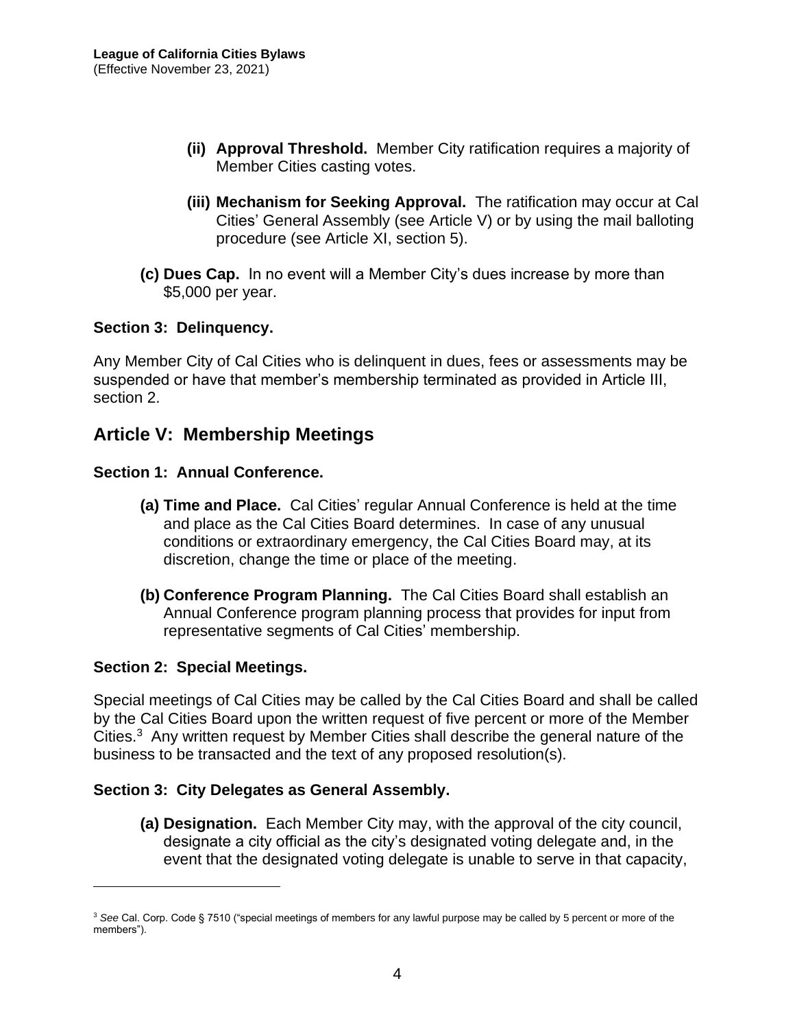- **(ii) Approval Threshold.** Member City ratification requires a majority of Member Cities casting votes.

- **(iii) Mechanism for Seeking Approval.** The ratification may occur at Cal Cities' General Assembly (see Article V) or by using the mail balloting procedure (see Article XI, section 5).

**(c) Dues Cap.** In no event will a Member City's dues increase by more than $5,000 per year.

### Section 3: Delinquency.

Any Member City of Cal Cities who is delinquent in dues, fees or assessments may be suspended or have that member's membership terminated as provided in Article III, section 2.

## Article V: Membership Meetings

### Section 1: Annual Conference.

**(a) Time and Place.** Cal Cities' regular Annual Conference is held at the time and place as the Cal Cities Board determines. In case of any unusual conditions or extraordinary emergency, the Cal Cities Board may, at its discretion, change the time or place of the meeting.

**(b) Conference Program Planning.** The Cal Cities Board shall establish an Annual Conference program planning process that provides for input from representative segments of Cal Cities' membership.

### Section 2: Special Meetings.

Special meetings of Cal Cities may be called by the Cal Cities Board and shall be called by the Cal Cities Board upon the written request of five percent or more of the Member Cities.[3] Any written request by Member Cities shall describe the general nature of the business to be transacted and the text of any proposed resolution(s).

### Section 3: City Delegates as General Assembly.

**(a) Designation.** Each Member City may, with the approval of the city council, designate a city official as the city's designated voting delegate and, in the event that the designated voting delegate is unable to serve in that capacity,

---

[3] *See* Cal. Corp. Code § 7510 ("special meetings of members for any lawful purpose may be called by 5 percent or more of the members").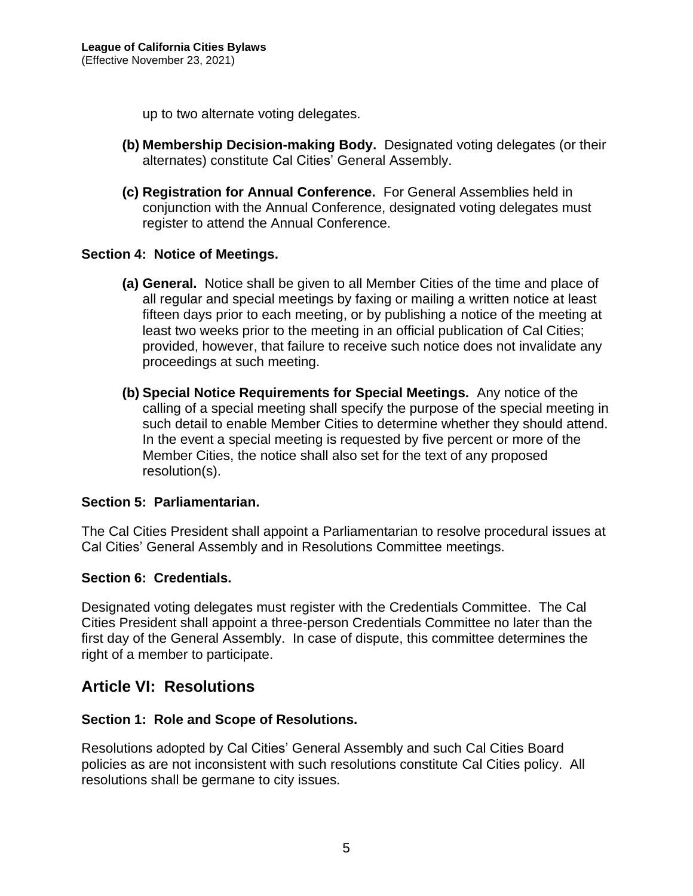up to two alternate voting delegates.

**(b) Membership Decision-making Body.** Designated voting delegates (or their alternates) constitute Cal Cities' General Assembly.

**(c) Registration for Annual Conference.** For General Assemblies held in conjunction with the Annual Conference, designated voting delegates must register to attend the Annual Conference.

### Section 4: Notice of Meetings.

**(a) General.** Notice shall be given to all Member Cities of the time and place of all regular and special meetings by faxing or mailing a written notice at least fifteen days prior to each meeting, or by publishing a notice of the meeting at least two weeks prior to the meeting in an official publication of Cal Cities; provided, however, that failure to receive such notice does not invalidate any proceedings at such meeting.

**(b) Special Notice Requirements for Special Meetings.** Any notice of the calling of a special meeting shall specify the purpose of the special meeting in such detail to enable Member Cities to determine whether they should attend. In the event a special meeting is requested by five percent or more of the Member Cities, the notice shall also set for the text of any proposed resolution(s).

### Section 5: Parliamentarian.

The Cal Cities President shall appoint a Parliamentarian to resolve procedural issues at Cal Cities' General Assembly and in Resolutions Committee meetings.

### Section 6: Credentials.

Designated voting delegates must register with the Credentials Committee. The Cal Cities President shall appoint a three-person Credentials Committee no later than the first day of the General Assembly. In case of dispute, this committee determines the right of a member to participate.

## Article VI: Resolutions

### Section 1: Role and Scope of Resolutions.

Resolutions adopted by Cal Cities' General Assembly and such Cal Cities Board policies as are not inconsistent with such resolutions constitute Cal Cities policy. All resolutions shall be germane to city issues.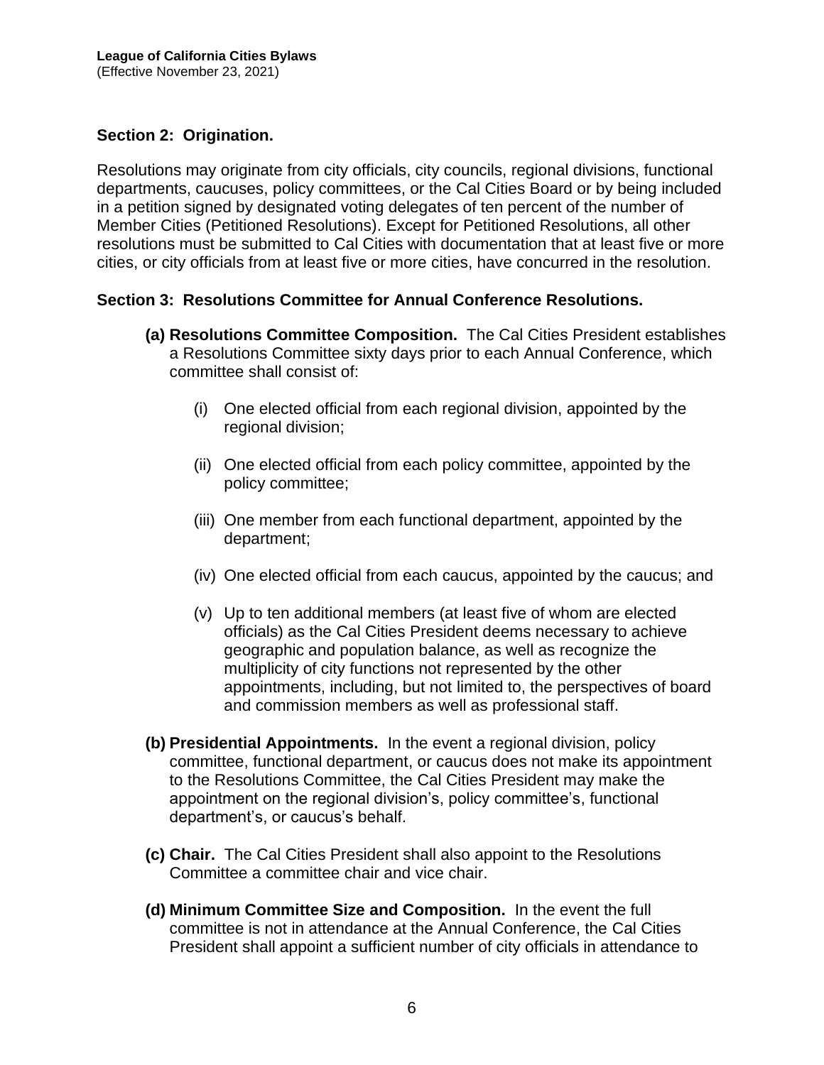## Section 2: Origination.

Resolutions may originate from city officials, city councils, regional divisions, functional departments, caucuses, policy committees, or the Cal Cities Board or by being included in a petition signed by designated voting delegates of ten percent of the number of Member Cities (Petitioned Resolutions). Except for Petitioned Resolutions, all other resolutions must be submitted to Cal Cities with documentation that at least five or more cities, or city officials from at least five or more cities, have concurred in the resolution.

## Section 3: Resolutions Committee for Annual Conference Resolutions.

**(a) Resolutions Committee Composition.** The Cal Cities President establishes a Resolutions Committee sixty days prior to each Annual Conference, which committee shall consist of:

(i) One elected official from each regional division, appointed by the regional division;

(ii) One elected official from each policy committee, appointed by the policy committee;

(iii) One member from each functional department, appointed by the department;

(iv) One elected official from each caucus, appointed by the caucus; and

(v) Up to ten additional members (at least five of whom are elected officials) as the Cal Cities President deems necessary to achieve geographic and population balance, as well as recognize the multiplicity of city functions not represented by the other appointments, including, but not limited to, the perspectives of board and commission members as well as professional staff.

**(b) Presidential Appointments.** In the event a regional division, policy committee, functional department, or caucus does not make its appointment to the Resolutions Committee, the Cal Cities President may make the appointment on the regional division's, policy committee's, functional department's, or caucus's behalf.

**(c) Chair.** The Cal Cities President shall also appoint to the Resolutions Committee a committee chair and vice chair.

**(d) Minimum Committee Size and Composition.** In the event the full committee is not in attendance at the Annual Conference, the Cal Cities President shall appoint a sufficient number of city officials in attendance to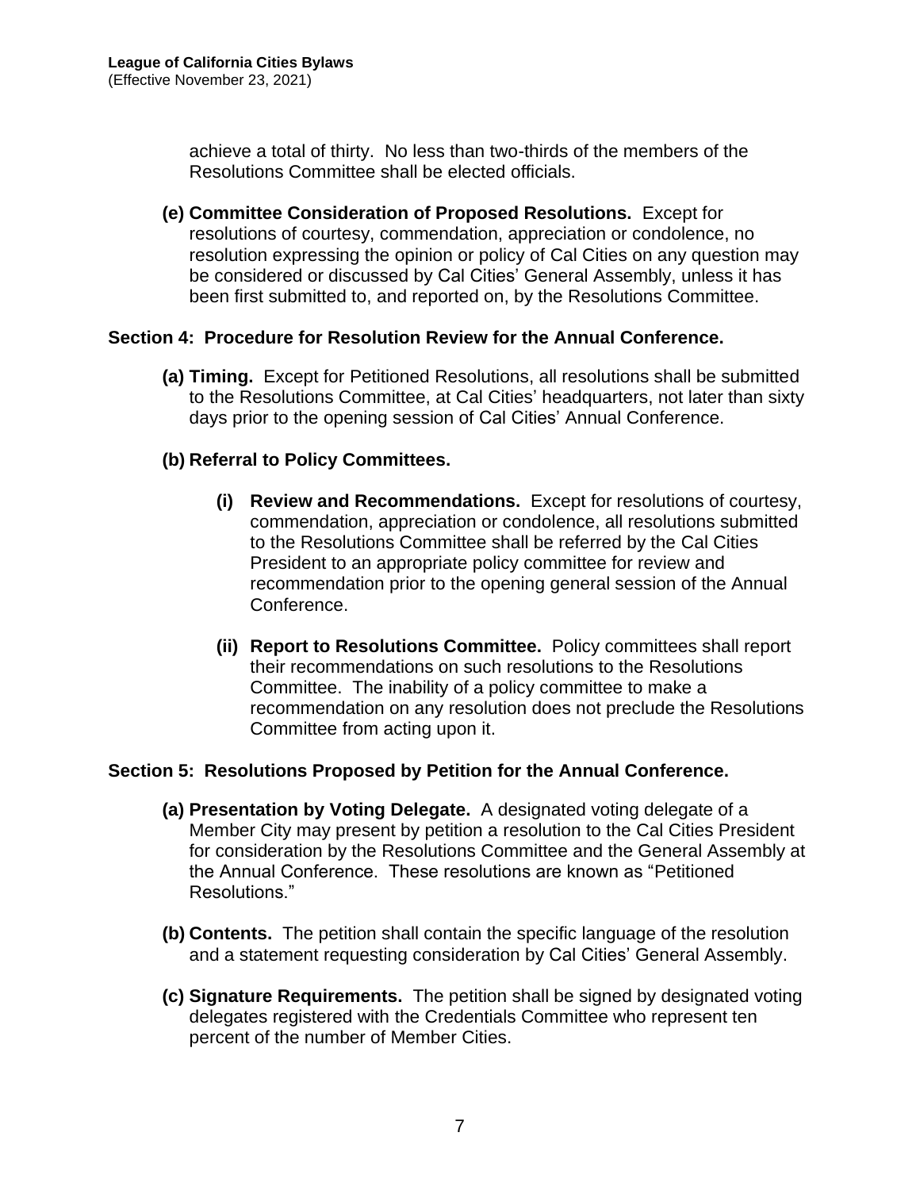achieve a total of thirty. No less than two-thirds of the members of the Resolutions Committee shall be elected officials.

**(e) Committee Consideration of Proposed Resolutions.** Except for resolutions of courtesy, commendation, appreciation or condolence, no resolution expressing the opinion or policy of Cal Cities on any question may be considered or discussed by Cal Cities' General Assembly, unless it has been first submitted to, and reported on, by the Resolutions Committee.

### Section 4: Procedure for Resolution Review for the Annual Conference.

**(a) Timing.** Except for Petitioned Resolutions, all resolutions shall be submitted to the Resolutions Committee, at Cal Cities' headquarters, not later than sixty days prior to the opening session of Cal Cities' Annual Conference.

**(b) Referral to Policy Committees.**

> **(i) Review and Recommendations.** Except for resolutions of courtesy, commendation, appreciation or condolence, all resolutions submitted to the Resolutions Committee shall be referred by the Cal Cities President to an appropriate policy committee for review and recommendation prior to the opening general session of the Annual Conference.
>
> **(ii) Report to Resolutions Committee.** Policy committees shall report their recommendations on such resolutions to the Resolutions Committee. The inability of a policy committee to make a recommendation on any resolution does not preclude the Resolutions Committee from acting upon it.

### Section 5: Resolutions Proposed by Petition for the Annual Conference.

**(a) Presentation by Voting Delegate.** A designated voting delegate of a Member City may present by petition a resolution to the Cal Cities President for consideration by the Resolutions Committee and the General Assembly at the Annual Conference. These resolutions are known as "Petitioned Resolutions."

**(b) Contents.** The petition shall contain the specific language of the resolution and a statement requesting consideration by Cal Cities' General Assembly.

**(c) Signature Requirements.** The petition shall be signed by designated voting delegates registered with the Credentials Committee who represent ten percent of the number of Member Cities.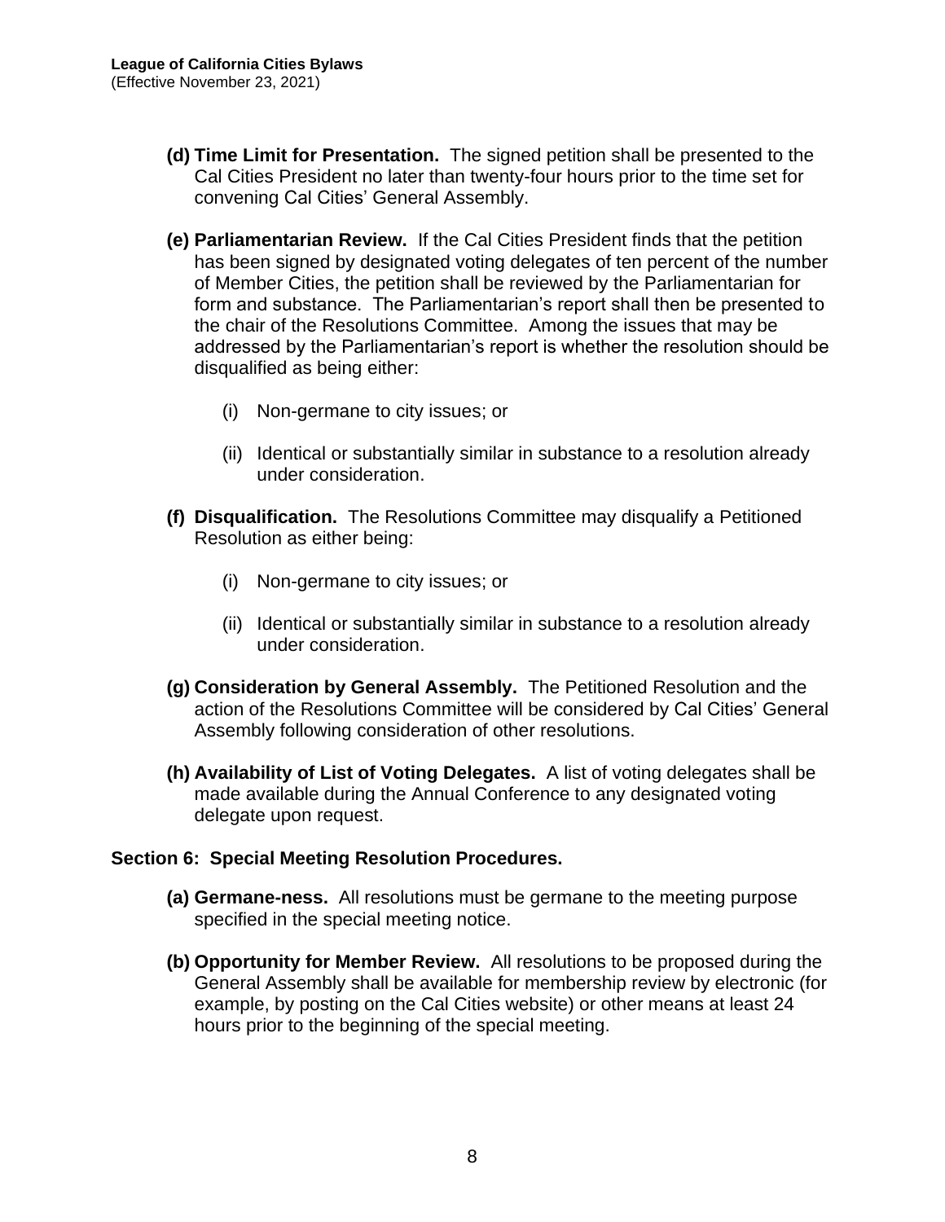**(d) Time Limit for Presentation.** The signed petition shall be presented to the Cal Cities President no later than twenty-four hours prior to the time set for convening Cal Cities' General Assembly.

**(e) Parliamentarian Review.** If the Cal Cities President finds that the petition has been signed by designated voting delegates of ten percent of the number of Member Cities, the petition shall be reviewed by the Parliamentarian for form and substance. The Parliamentarian's report shall then be presented to the chair of the Resolutions Committee. Among the issues that may be addressed by the Parliamentarian's report is whether the resolution should be disqualified as being either:

(i) Non-germane to city issues; or

(ii) Identical or substantially similar in substance to a resolution already under consideration.

**(f) Disqualification.** The Resolutions Committee may disqualify a Petitioned Resolution as either being:

(i) Non-germane to city issues; or

(ii) Identical or substantially similar in substance to a resolution already under consideration.

**(g) Consideration by General Assembly.** The Petitioned Resolution and the action of the Resolutions Committee will be considered by Cal Cities' General Assembly following consideration of other resolutions.

**(h) Availability of List of Voting Delegates.** A list of voting delegates shall be made available during the Annual Conference to any designated voting delegate upon request.

## Section 6: Special Meeting Resolution Procedures.

**(a) Germane-ness.** All resolutions must be germane to the meeting purpose specified in the special meeting notice.

**(b) Opportunity for Member Review.** All resolutions to be proposed during the General Assembly shall be available for membership review by electronic (for example, by posting on the Cal Cities website) or other means at least 24 hours prior to the beginning of the special meeting.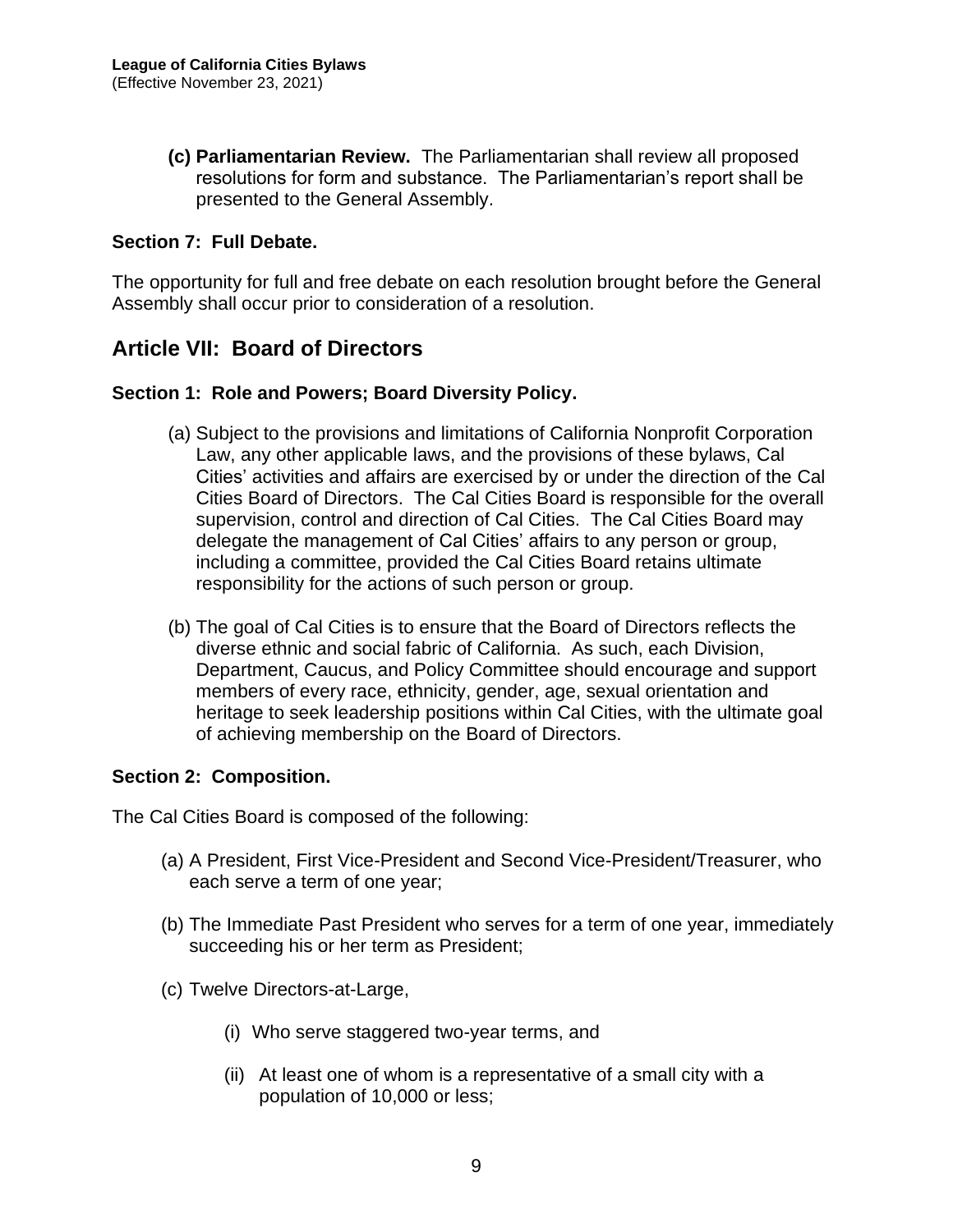**(c) Parliamentarian Review.** The Parliamentarian shall review all proposed resolutions for form and substance. The Parliamentarian's report shall be presented to the General Assembly.

### Section 7: Full Debate.

The opportunity for full and free debate on each resolution brought before the General Assembly shall occur prior to consideration of a resolution.

## Article VII: Board of Directors

### Section 1: Role and Powers; Board Diversity Policy.

(a) Subject to the provisions and limitations of California Nonprofit Corporation Law, any other applicable laws, and the provisions of these bylaws, Cal Cities' activities and affairs are exercised by or under the direction of the Cal Cities Board of Directors. The Cal Cities Board is responsible for the overall supervision, control and direction of Cal Cities. The Cal Cities Board may delegate the management of Cal Cities' affairs to any person or group, including a committee, provided the Cal Cities Board retains ultimate responsibility for the actions of such person or group.

(b) The goal of Cal Cities is to ensure that the Board of Directors reflects the diverse ethnic and social fabric of California. As such, each Division, Department, Caucus, and Policy Committee should encourage and support members of every race, ethnicity, gender, age, sexual orientation and heritage to seek leadership positions within Cal Cities, with the ultimate goal of achieving membership on the Board of Directors.

### Section 2: Composition.

The Cal Cities Board is composed of the following:

(a) A President, First Vice-President and Second Vice-President/Treasurer, who each serve a term of one year;

(b) The Immediate Past President who serves for a term of one year, immediately succeeding his or her term as President;

(c) Twelve Directors-at-Large,

   (i) Who serve staggered two-year terms, and

   (ii) At least one of whom is a representative of a small city with a population of 10,000 or less;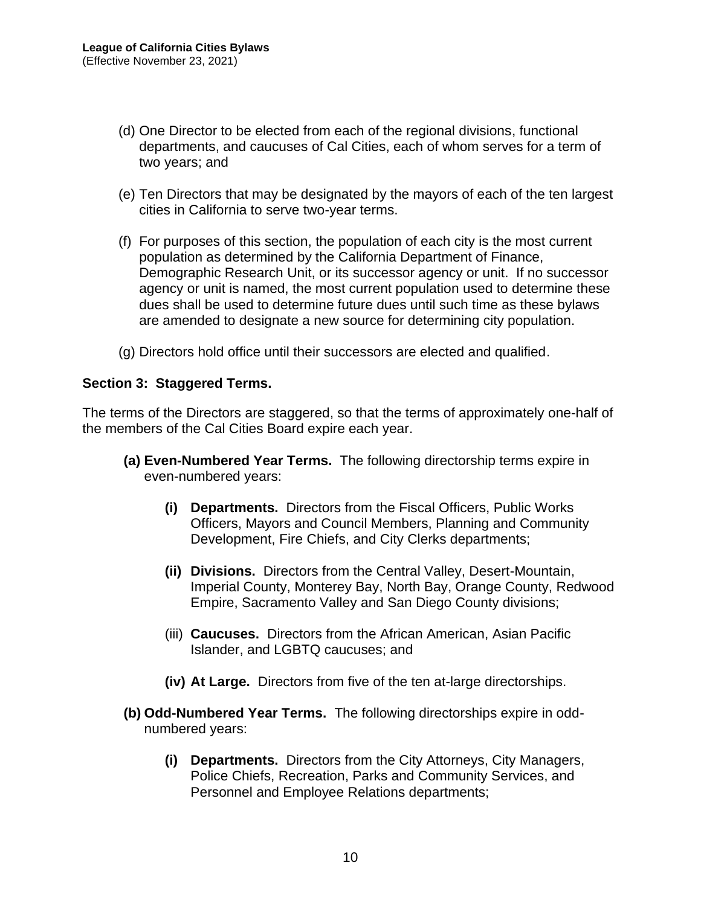(d) One Director to be elected from each of the regional divisions, functional departments, and caucuses of Cal Cities, each of whom serves for a term of two years; and

(e) Ten Directors that may be designated by the mayors of each of the ten largest cities in California to serve two-year terms.

(f) For purposes of this section, the population of each city is the most current population as determined by the California Department of Finance, Demographic Research Unit, or its successor agency or unit. If no successor agency or unit is named, the most current population used to determine these dues shall be used to determine future dues until such time as these bylaws are amended to designate a new source for determining city population.

(g) Directors hold office until their successors are elected and qualified.

**Section 3: Staggered Terms.**

The terms of the Directors are staggered, so that the terms of approximately one-half of the members of the Cal Cities Board expire each year.

**(a) Even-Numbered Year Terms.** The following directorship terms expire in even-numbered years:

**(i) Departments.** Directors from the Fiscal Officers, Public Works Officers, Mayors and Council Members, Planning and Community Development, Fire Chiefs, and City Clerks departments;

**(ii) Divisions.** Directors from the Central Valley, Desert-Mountain, Imperial County, Monterey Bay, North Bay, Orange County, Redwood Empire, Sacramento Valley and San Diego County divisions;

(iii) **Caucuses.** Directors from the African American, Asian Pacific Islander, and LGBTQ caucuses; and

**(iv) At Large.** Directors from five of the ten at-large directorships.

**(b) Odd-Numbered Year Terms.** The following directorships expire in odd-numbered years:

**(i) Departments.** Directors from the City Attorneys, City Managers, Police Chiefs, Recreation, Parks and Community Services, and Personnel and Employee Relations departments;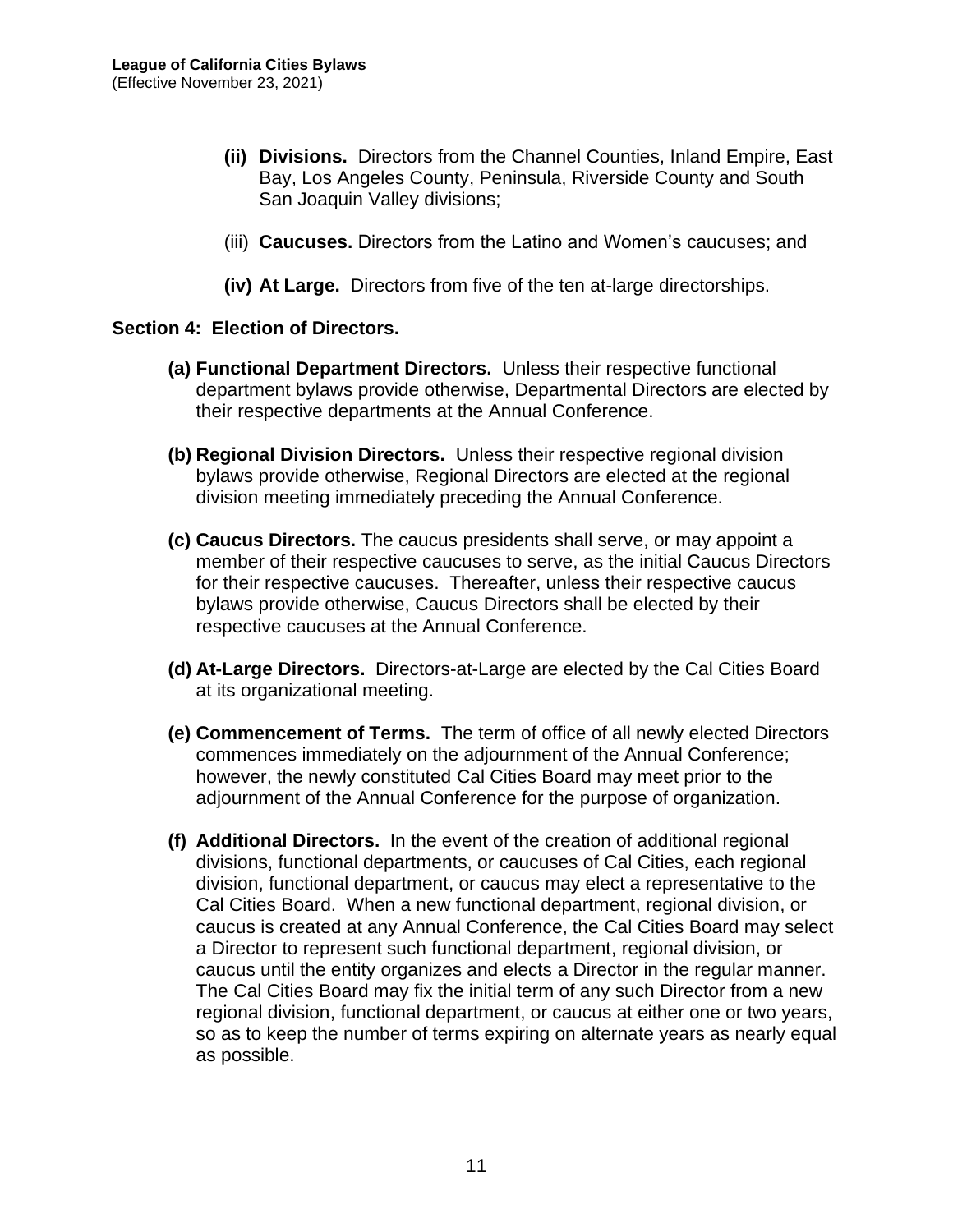- **(ii) Divisions.** Directors from the Channel Counties, Inland Empire, East Bay, Los Angeles County, Peninsula, Riverside County and South San Joaquin Valley divisions;

- (iii) **Caucuses.** Directors from the Latino and Women's caucuses; and

- **(iv) At Large.** Directors from five of the ten at-large directorships.

**Section 4: Election of Directors.**

**(a) Functional Department Directors.** Unless their respective functional department bylaws provide otherwise, Departmental Directors are elected by their respective departments at the Annual Conference.

**(b) Regional Division Directors.** Unless their respective regional division bylaws provide otherwise, Regional Directors are elected at the regional division meeting immediately preceding the Annual Conference.

**(c) Caucus Directors.** The caucus presidents shall serve, or may appoint a member of their respective caucuses to serve, as the initial Caucus Directors for their respective caucuses. Thereafter, unless their respective caucus bylaws provide otherwise, Caucus Directors shall be elected by their respective caucuses at the Annual Conference.

**(d) At-Large Directors.** Directors-at-Large are elected by the Cal Cities Board at its organizational meeting.

**(e) Commencement of Terms.** The term of office of all newly elected Directors commences immediately on the adjournment of the Annual Conference; however, the newly constituted Cal Cities Board may meet prior to the adjournment of the Annual Conference for the purpose of organization.

**(f) Additional Directors.** In the event of the creation of additional regional divisions, functional departments, or caucuses of Cal Cities, each regional division, functional department, or caucus may elect a representative to the Cal Cities Board. When a new functional department, regional division, or caucus is created at any Annual Conference, the Cal Cities Board may select a Director to represent such functional department, regional division, or caucus until the entity organizes and elects a Director in the regular manner. The Cal Cities Board may fix the initial term of any such Director from a new regional division, functional department, or caucus at either one or two years, so as to keep the number of terms expiring on alternate years as nearly equal as possible.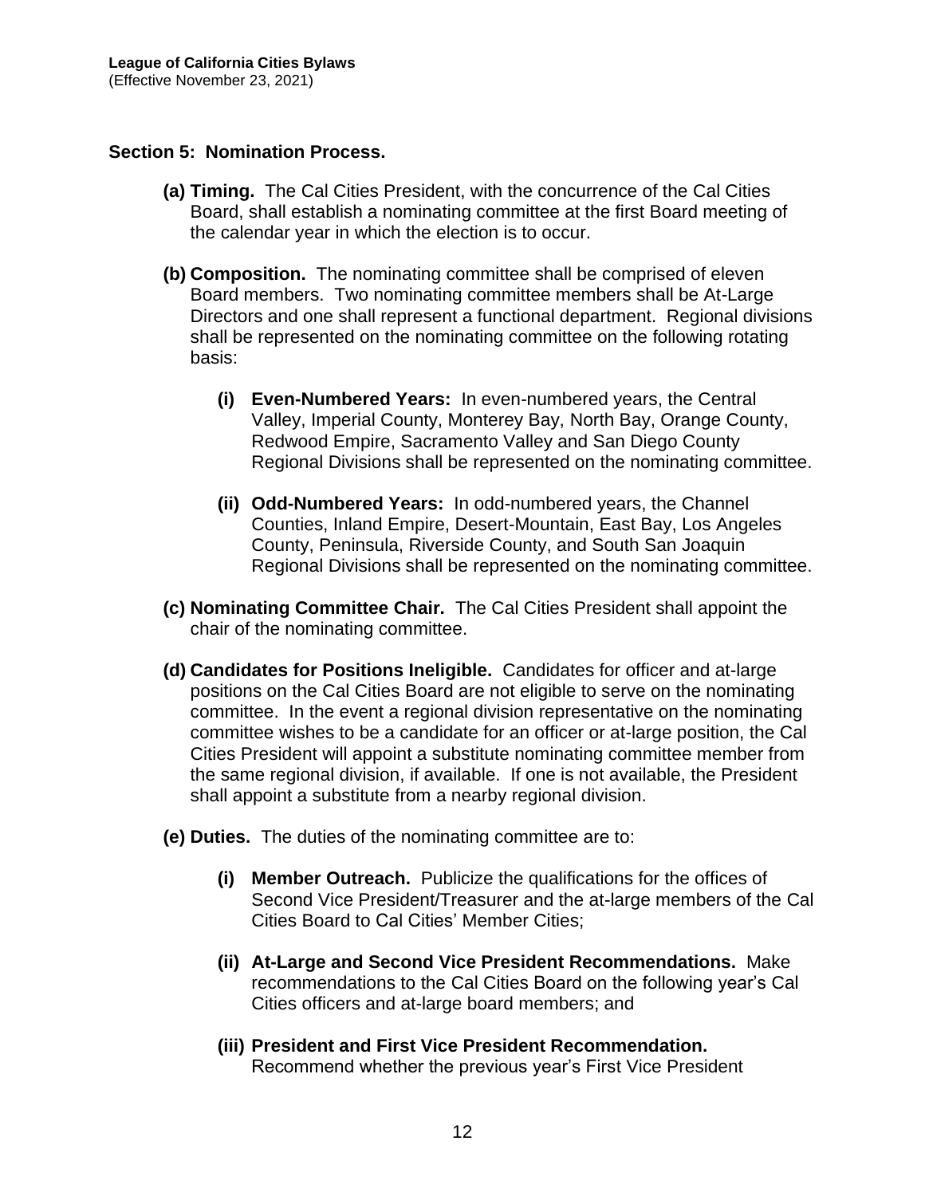## Section 5: Nomination Process.

**(a) Timing.** The Cal Cities President, with the concurrence of the Cal Cities Board, shall establish a nominating committee at the first Board meeting of the calendar year in which the election is to occur.

**(b) Composition.** The nominating committee shall be comprised of eleven Board members. Two nominating committee members shall be At-Large Directors and one shall represent a functional department. Regional divisions shall be represented on the nominating committee on the following rotating basis:

- **(i) Even-Numbered Years:** In even-numbered years, the Central Valley, Imperial County, Monterey Bay, North Bay, Orange County, Redwood Empire, Sacramento Valley and San Diego County Regional Divisions shall be represented on the nominating committee.

- **(ii) Odd-Numbered Years:** In odd-numbered years, the Channel Counties, Inland Empire, Desert-Mountain, East Bay, Los Angeles County, Peninsula, Riverside County, and South San Joaquin Regional Divisions shall be represented on the nominating committee.

**(c) Nominating Committee Chair.** The Cal Cities President shall appoint the chair of the nominating committee.

**(d) Candidates for Positions Ineligible.** Candidates for officer and at-large positions on the Cal Cities Board are not eligible to serve on the nominating committee. In the event a regional division representative on the nominating committee wishes to be a candidate for an officer or at-large position, the Cal Cities President will appoint a substitute nominating committee member from the same regional division, if available. If one is not available, the President shall appoint a substitute from a nearby regional division.

**(e) Duties.** The duties of the nominating committee are to:

- **(i) Member Outreach.** Publicize the qualifications for the offices of Second Vice President/Treasurer and the at-large members of the Cal Cities Board to Cal Cities' Member Cities;

- **(ii) At-Large and Second Vice President Recommendations.** Make recommendations to the Cal Cities Board on the following year's Cal Cities officers and at-large board members; and

- **(iii) President and First Vice President Recommendation.** Recommend whether the previous year's First Vice President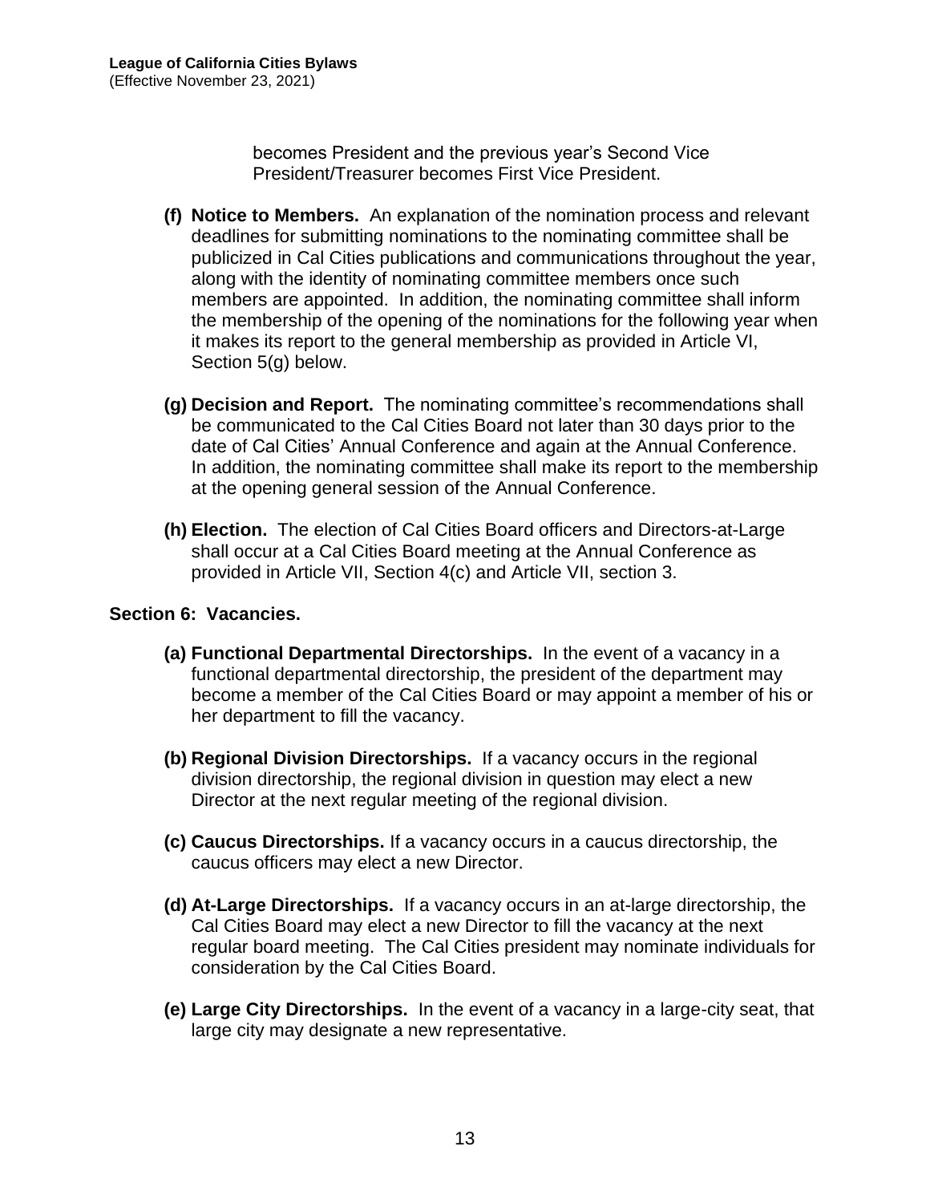becomes President and the previous year's Second Vice President/Treasurer becomes First Vice President.

**(f) Notice to Members.** An explanation of the nomination process and relevant deadlines for submitting nominations to the nominating committee shall be publicized in Cal Cities publications and communications throughout the year, along with the identity of nominating committee members once such members are appointed. In addition, the nominating committee shall inform the membership of the opening of the nominations for the following year when it makes its report to the general membership as provided in Article VI, Section 5(g) below.

**(g) Decision and Report.** The nominating committee's recommendations shall be communicated to the Cal Cities Board not later than 30 days prior to the date of Cal Cities' Annual Conference and again at the Annual Conference. In addition, the nominating committee shall make its report to the membership at the opening general session of the Annual Conference.

**(h) Election.** The election of Cal Cities Board officers and Directors-at-Large shall occur at a Cal Cities Board meeting at the Annual Conference as provided in Article VII, Section 4(c) and Article VII, section 3.

**Section 6: Vacancies.**

**(a) Functional Departmental Directorships.** In the event of a vacancy in a functional departmental directorship, the president of the department may become a member of the Cal Cities Board or may appoint a member of his or her department to fill the vacancy.

**(b) Regional Division Directorships.** If a vacancy occurs in the regional division directorship, the regional division in question may elect a new Director at the next regular meeting of the regional division.

**(c) Caucus Directorships.** If a vacancy occurs in a caucus directorship, the caucus officers may elect a new Director.

**(d) At-Large Directorships.** If a vacancy occurs in an at-large directorship, the Cal Cities Board may elect a new Director to fill the vacancy at the next regular board meeting. The Cal Cities president may nominate individuals for consideration by the Cal Cities Board.

**(e) Large City Directorships.** In the event of a vacancy in a large-city seat, that large city may designate a new representative.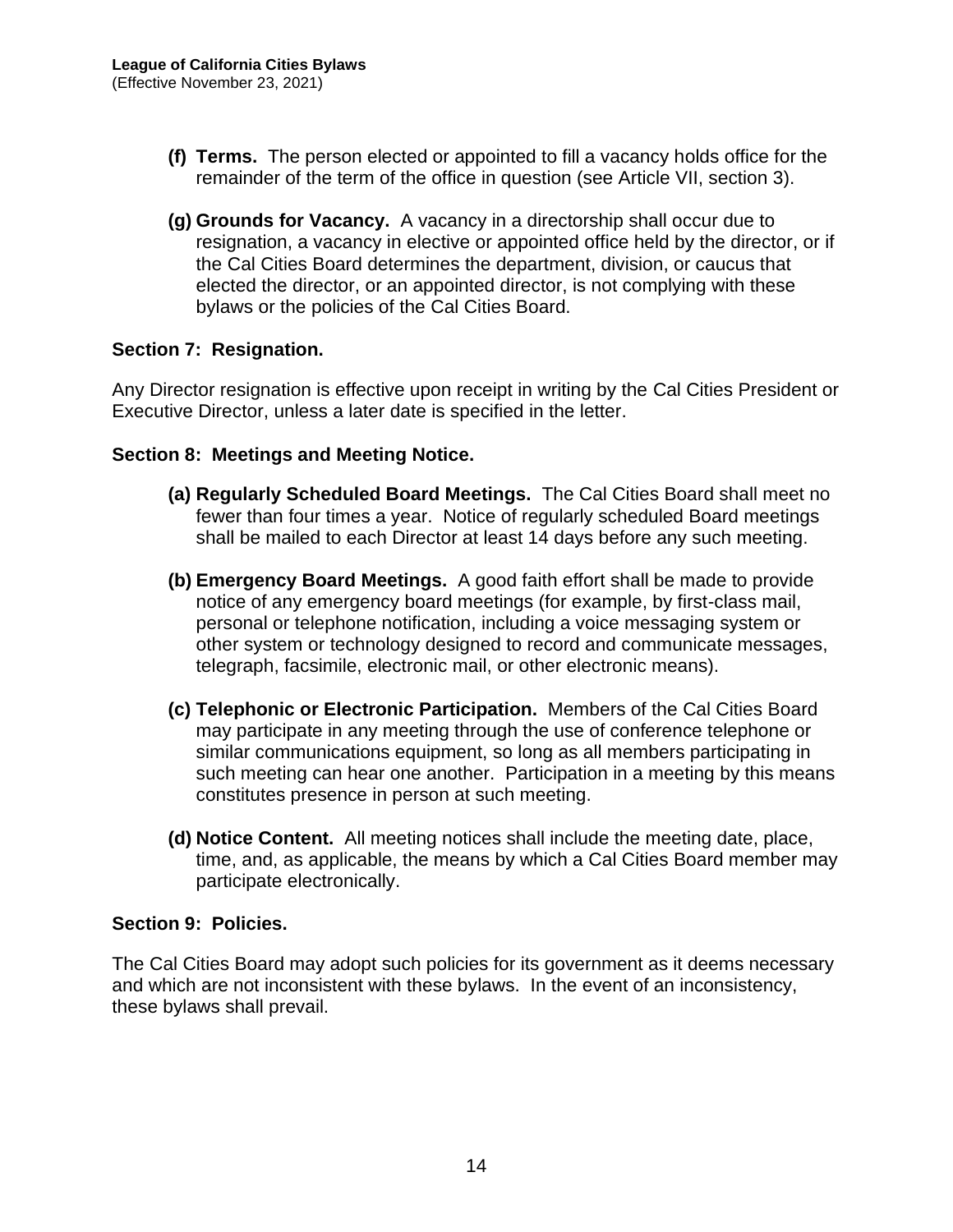**(f) Terms.** The person elected or appointed to fill a vacancy holds office for the remainder of the term of the office in question (see Article VII, section 3).

**(g) Grounds for Vacancy.** A vacancy in a directorship shall occur due to resignation, a vacancy in elective or appointed office held by the director, or if the Cal Cities Board determines the department, division, or caucus that elected the director, or an appointed director, is not complying with these bylaws or the policies of the Cal Cities Board.

### Section 7: Resignation.

Any Director resignation is effective upon receipt in writing by the Cal Cities President or Executive Director, unless a later date is specified in the letter.

### Section 8: Meetings and Meeting Notice.

**(a) Regularly Scheduled Board Meetings.** The Cal Cities Board shall meet no fewer than four times a year. Notice of regularly scheduled Board meetings shall be mailed to each Director at least 14 days before any such meeting.

**(b) Emergency Board Meetings.** A good faith effort shall be made to provide notice of any emergency board meetings (for example, by first-class mail, personal or telephone notification, including a voice messaging system or other system or technology designed to record and communicate messages, telegraph, facsimile, electronic mail, or other electronic means).

**(c) Telephonic or Electronic Participation.** Members of the Cal Cities Board may participate in any meeting through the use of conference telephone or similar communications equipment, so long as all members participating in such meeting can hear one another. Participation in a meeting by this means constitutes presence in person at such meeting.

**(d) Notice Content.** All meeting notices shall include the meeting date, place, time, and, as applicable, the means by which a Cal Cities Board member may participate electronically.

### Section 9: Policies.

The Cal Cities Board may adopt such policies for its government as it deems necessary and which are not inconsistent with these bylaws. In the event of an inconsistency, these bylaws shall prevail.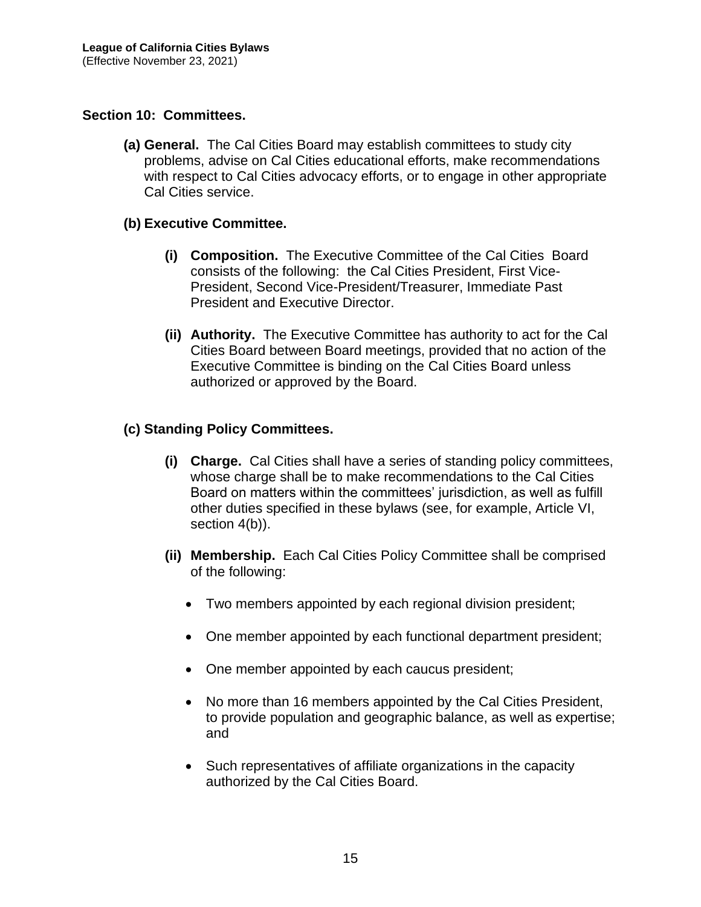## Section 10: Committees.

**(a) General.** The Cal Cities Board may establish committees to study city problems, advise on Cal Cities educational efforts, make recommendations with respect to Cal Cities advocacy efforts, or to engage in other appropriate Cal Cities service.

**(b) Executive Committee.**

**(i) Composition.** The Executive Committee of the Cal Cities Board consists of the following: the Cal Cities President, First Vice-President, Second Vice-President/Treasurer, Immediate Past President and Executive Director.

**(ii) Authority.** The Executive Committee has authority to act for the Cal Cities Board between Board meetings, provided that no action of the Executive Committee is binding on the Cal Cities Board unless authorized or approved by the Board.

**(c) Standing Policy Committees.**

**(i) Charge.** Cal Cities shall have a series of standing policy committees, whose charge shall be to make recommendations to the Cal Cities Board on matters within the committees' jurisdiction, as well as fulfill other duties specified in these bylaws (see, for example, Article VI, section 4(b)).

**(ii) Membership.** Each Cal Cities Policy Committee shall be comprised of the following:

- Two members appointed by each regional division president;
- One member appointed by each functional department president;
- One member appointed by each caucus president;
- No more than 16 members appointed by the Cal Cities President, to provide population and geographic balance, as well as expertise; and
- Such representatives of affiliate organizations in the capacity authorized by the Cal Cities Board.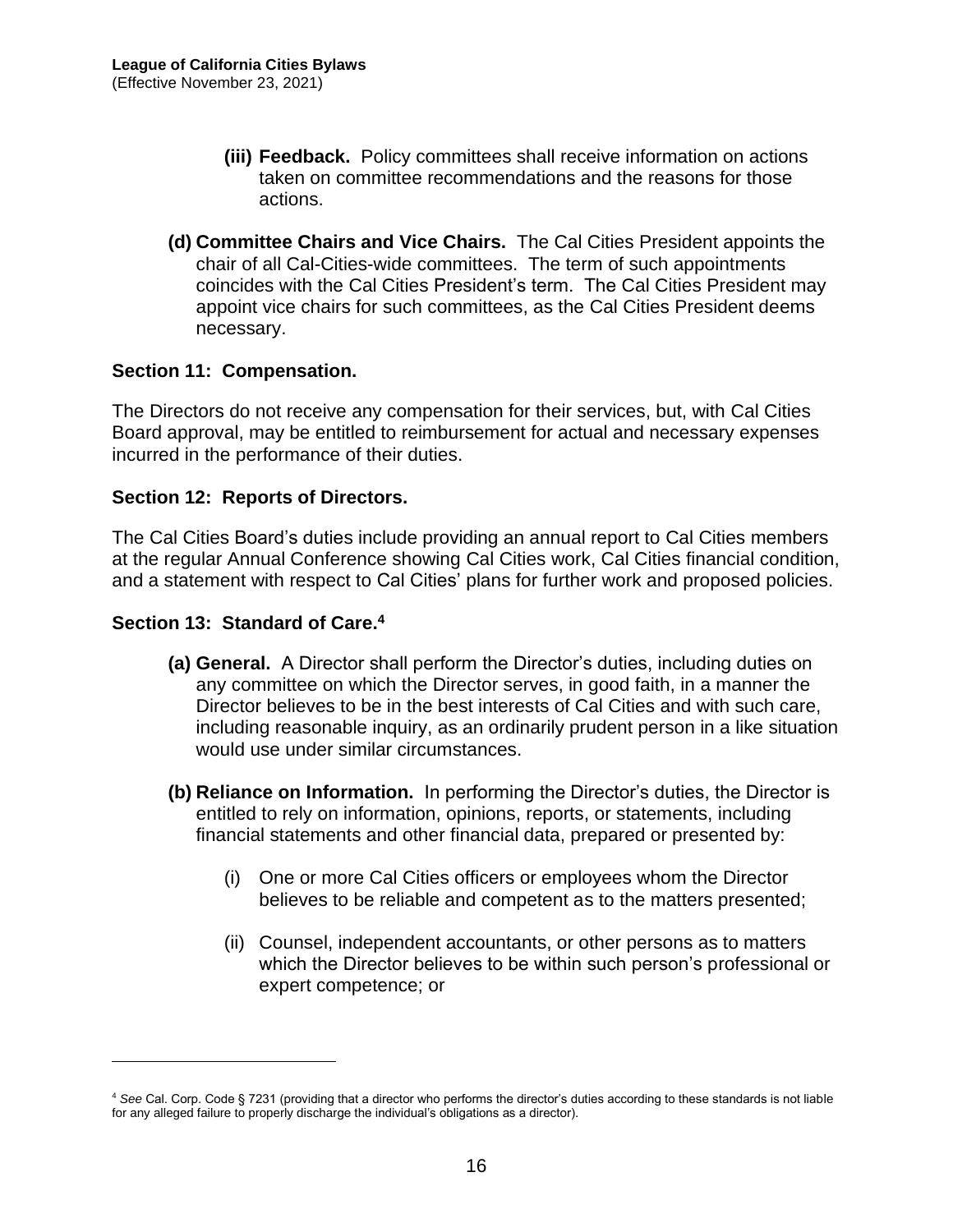- **(iii) Feedback.** Policy committees shall receive information on actions taken on committee recommendations and the reasons for those actions.

**(d) Committee Chairs and Vice Chairs.** The Cal Cities President appoints the chair of all Cal-Cities-wide committees. The term of such appointments coincides with the Cal Cities President's term. The Cal Cities President may appoint vice chairs for such committees, as the Cal Cities President deems necessary.

### Section 11: Compensation.

The Directors do not receive any compensation for their services, but, with Cal Cities Board approval, may be entitled to reimbursement for actual and necessary expenses incurred in the performance of their duties.

### Section 12: Reports of Directors.

The Cal Cities Board's duties include providing an annual report to Cal Cities members at the regular Annual Conference showing Cal Cities work, Cal Cities financial condition, and a statement with respect to Cal Cities' plans for further work and proposed policies.

### Section 13: Standard of Care.[4]

**(a) General.** A Director shall perform the Director's duties, including duties on any committee on which the Director serves, in good faith, in a manner the Director believes to be in the best interests of Cal Cities and with such care, including reasonable inquiry, as an ordinarily prudent person in a like situation would use under similar circumstances.

**(b) Reliance on Information.** In performing the Director's duties, the Director is entitled to rely on information, opinions, reports, or statements, including financial statements and other financial data, prepared or presented by:

- (i) One or more Cal Cities officers or employees whom the Director believes to be reliable and competent as to the matters presented;
- (ii) Counsel, independent accountants, or other persons as to matters which the Director believes to be within such person's professional or expert competence; or

---

[4] *See* Cal. Corp. Code § 7231 (providing that a director who performs the director's duties according to these standards is not liable for any alleged failure to properly discharge the individual's obligations as a director).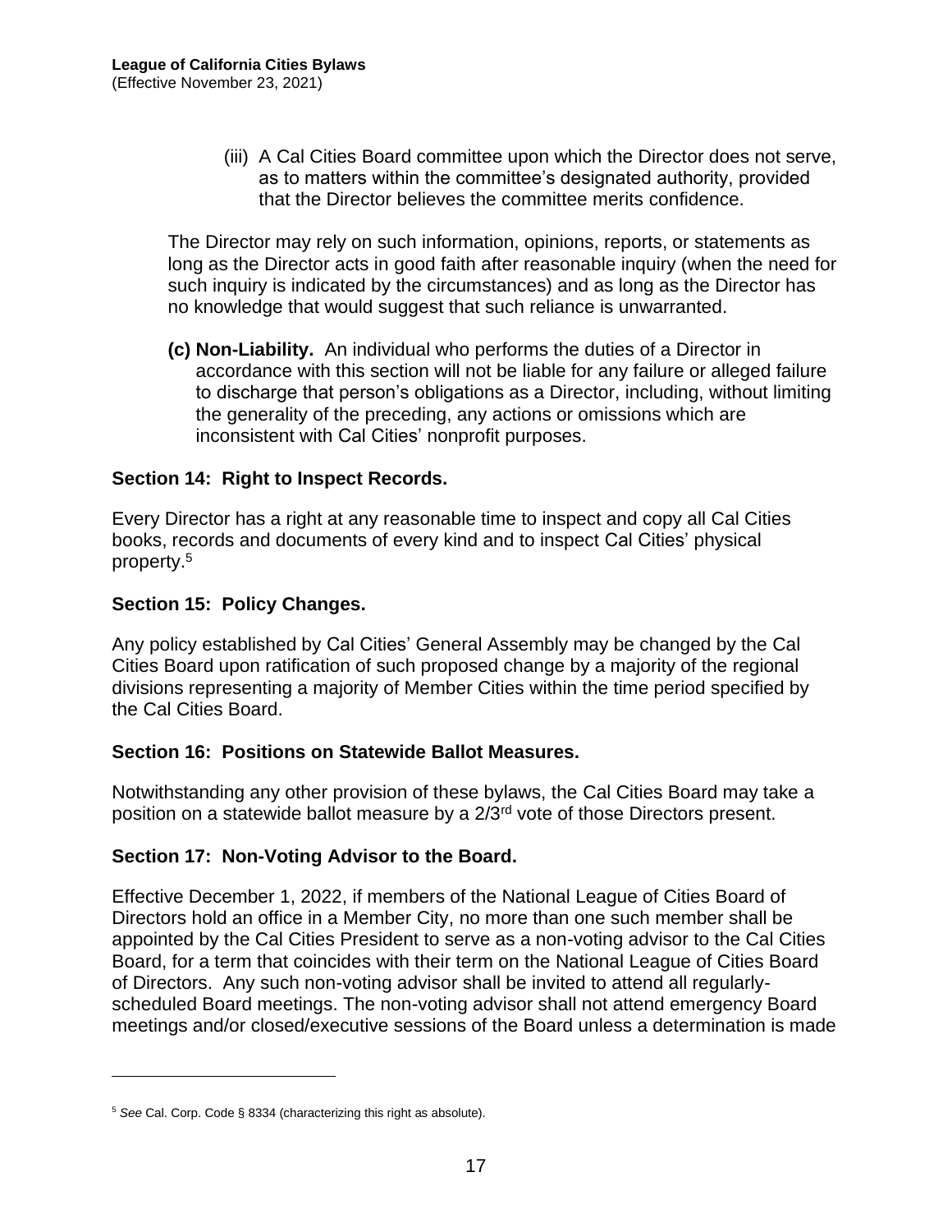(iii) A Cal Cities Board committee upon which the Director does not serve, as to matters within the committee's designated authority, provided that the Director believes the committee merits confidence.

The Director may rely on such information, opinions, reports, or statements as long as the Director acts in good faith after reasonable inquiry (when the need for such inquiry is indicated by the circumstances) and as long as the Director has no knowledge that would suggest that such reliance is unwarranted.

**(c) Non-Liability.** An individual who performs the duties of a Director in accordance with this section will not be liable for any failure or alleged failure to discharge that person's obligations as a Director, including, without limiting the generality of the preceding, any actions or omissions which are inconsistent with Cal Cities' nonprofit purposes.

## Section 14: Right to Inspect Records.

Every Director has a right at any reasonable time to inspect and copy all Cal Cities books, records and documents of every kind and to inspect Cal Cities' physical property.[5]

## Section 15: Policy Changes.

Any policy established by Cal Cities' General Assembly may be changed by the Cal Cities Board upon ratification of such proposed change by a majority of the regional divisions representing a majority of Member Cities within the time period specified by the Cal Cities Board.

## Section 16: Positions on Statewide Ballot Measures.

Notwithstanding any other provision of these bylaws, the Cal Cities Board may take a position on a statewide ballot measure by a 2/3rd vote of those Directors present.

## Section 17: Non-Voting Advisor to the Board.

Effective December 1, 2022, if members of the National League of Cities Board of Directors hold an office in a Member City, no more than one such member shall be appointed by the Cal Cities President to serve as a non-voting advisor to the Cal Cities Board, for a term that coincides with their term on the National League of Cities Board of Directors. Any such non-voting advisor shall be invited to attend all regularly-scheduled Board meetings. The non-voting advisor shall not attend emergency Board meetings and/or closed/executive sessions of the Board unless a determination is made

[5] *See* Cal. Corp. Code § 8334 (characterizing this right as absolute).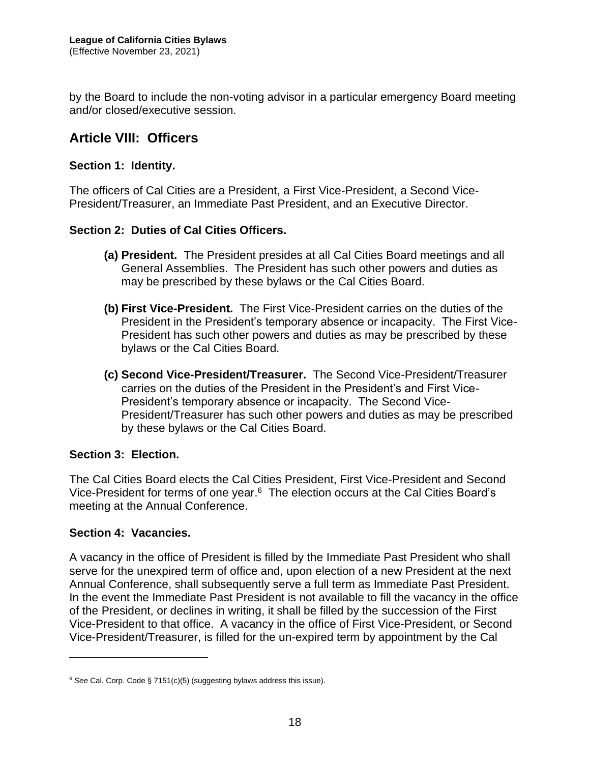by the Board to include the non-voting advisor in a particular emergency Board meeting and/or closed/executive session.

## Article VIII: Officers

### Section 1: Identity.

The officers of Cal Cities are a President, a First Vice-President, a Second Vice-President/Treasurer, an Immediate Past President, and an Executive Director.

### Section 2: Duties of Cal Cities Officers.

**(a) President.** The President presides at all Cal Cities Board meetings and all General Assemblies. The President has such other powers and duties as may be prescribed by these bylaws or the Cal Cities Board.

**(b) First Vice-President.** The First Vice-President carries on the duties of the President in the President's temporary absence or incapacity. The First Vice-President has such other powers and duties as may be prescribed by these bylaws or the Cal Cities Board.

**(c) Second Vice-President/Treasurer.** The Second Vice-President/Treasurer carries on the duties of the President in the President's and First Vice-President's temporary absence or incapacity. The Second Vice-President/Treasurer has such other powers and duties as may be prescribed by these bylaws or the Cal Cities Board.

### Section 3: Election.

The Cal Cities Board elects the Cal Cities President, First Vice-President and Second Vice-President for terms of one year.[6] The election occurs at the Cal Cities Board's meeting at the Annual Conference.

### Section 4: Vacancies.

A vacancy in the office of President is filled by the Immediate Past President who shall serve for the unexpired term of office and, upon election of a new President at the next Annual Conference, shall subsequently serve a full term as Immediate Past President. In the event the Immediate Past President is not available to fill the vacancy in the office of the President, or declines in writing, it shall be filled by the succession of the First Vice-President to that office. A vacancy in the office of First Vice-President, or Second Vice-President/Treasurer, is filled for the un-expired term by appointment by the Cal

---

[6] *See* Cal. Corp. Code § 7151(c)(5) (suggesting bylaws address this issue).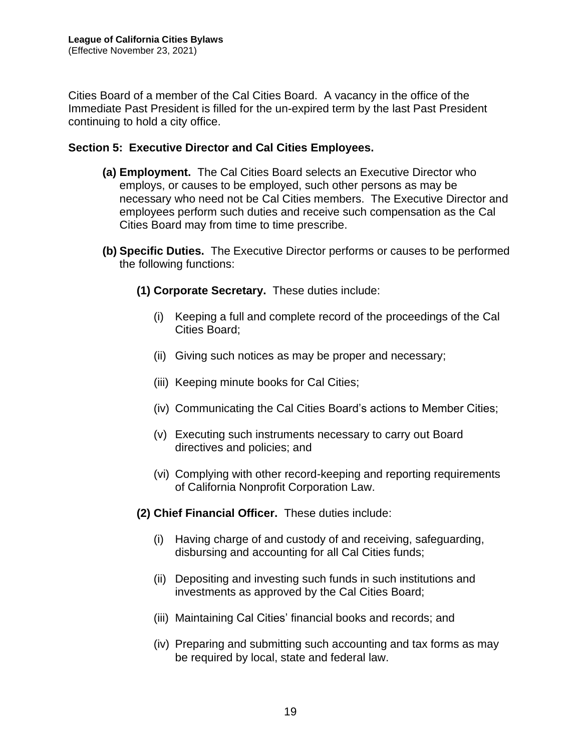Cities Board of a member of the Cal Cities Board. A vacancy in the office of the Immediate Past President is filled for the un-expired term by the last Past President continuing to hold a city office.

**Section 5: Executive Director and Cal Cities Employees.**

**(a) Employment.** The Cal Cities Board selects an Executive Director who employs, or causes to be employed, such other persons as may be necessary who need not be Cal Cities members. The Executive Director and employees perform such duties and receive such compensation as the Cal Cities Board may from time to time prescribe.

**(b) Specific Duties.** The Executive Director performs or causes to be performed the following functions:

**(1) Corporate Secretary.** These duties include:

(i) Keeping a full and complete record of the proceedings of the Cal Cities Board;

(ii) Giving such notices as may be proper and necessary;

(iii) Keeping minute books for Cal Cities;

(iv) Communicating the Cal Cities Board's actions to Member Cities;

(v) Executing such instruments necessary to carry out Board directives and policies; and

(vi) Complying with other record-keeping and reporting requirements of California Nonprofit Corporation Law.

**(2) Chief Financial Officer.** These duties include:

(i) Having charge of and custody of and receiving, safeguarding, disbursing and accounting for all Cal Cities funds;

(ii) Depositing and investing such funds in such institutions and investments as approved by the Cal Cities Board;

(iii) Maintaining Cal Cities' financial books and records; and

(iv) Preparing and submitting such accounting and tax forms as may be required by local, state and federal law.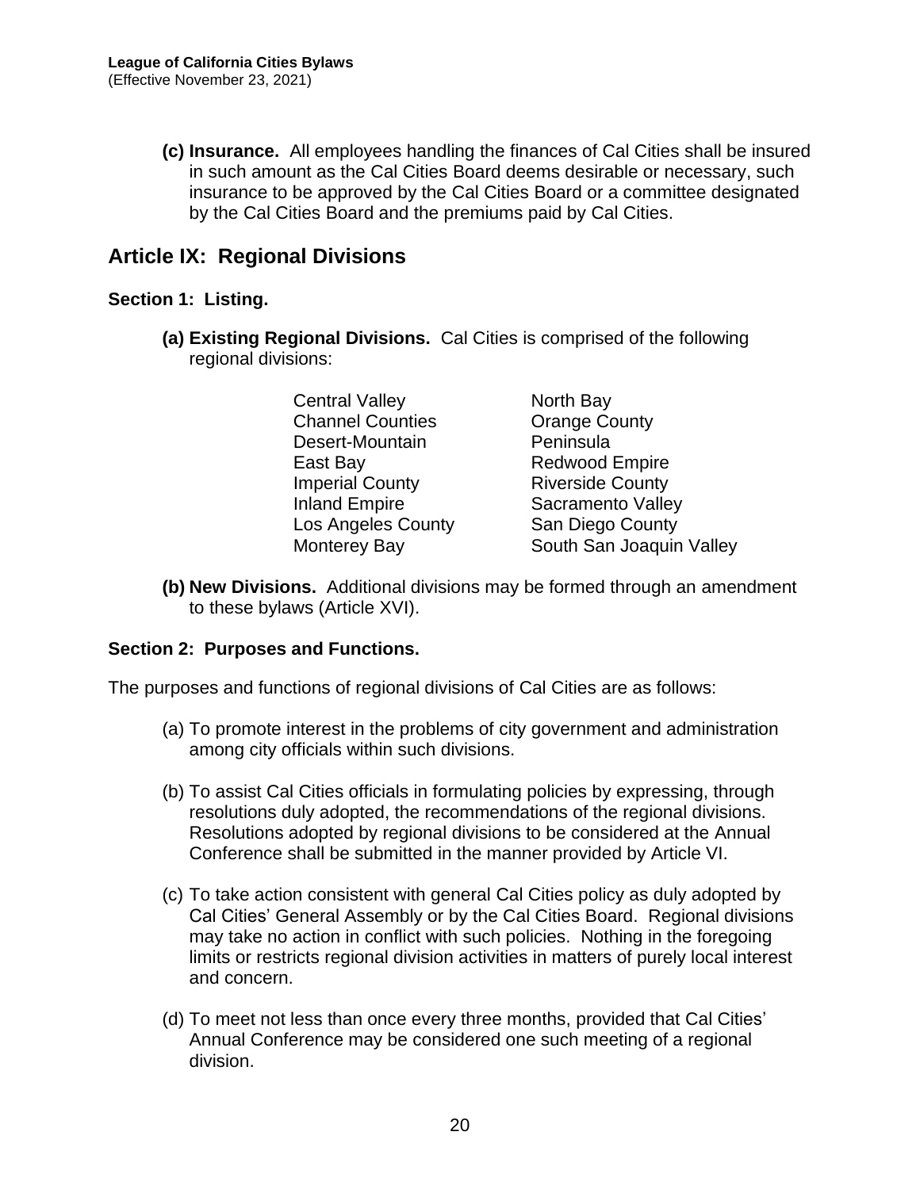**(c) Insurance.** All employees handling the finances of Cal Cities shall be insured in such amount as the Cal Cities Board deems desirable or necessary, such insurance to be approved by the Cal Cities Board or a committee designated by the Cal Cities Board and the premiums paid by Cal Cities.

## Article IX: Regional Divisions

### Section 1: Listing.

**(a) Existing Regional Divisions.** Cal Cities is comprised of the following regional divisions:

- Central Valley
- Channel Counties
- Desert-Mountain
- East Bay
- Imperial County
- Inland Empire
- Los Angeles County
- Monterey Bay
- North Bay
- Orange County
- Peninsula
- Redwood Empire
- Riverside County
- Sacramento Valley
- San Diego County
- South San Joaquin Valley

**(b) New Divisions.** Additional divisions may be formed through an amendment to these bylaws (Article XVI).

### Section 2: Purposes and Functions.

The purposes and functions of regional divisions of Cal Cities are as follows:

(a) To promote interest in the problems of city government and administration among city officials within such divisions.

(b) To assist Cal Cities officials in formulating policies by expressing, through resolutions duly adopted, the recommendations of the regional divisions. Resolutions adopted by regional divisions to be considered at the Annual Conference shall be submitted in the manner provided by Article VI.

(c) To take action consistent with general Cal Cities policy as duly adopted by Cal Cities' General Assembly or by the Cal Cities Board. Regional divisions may take no action in conflict with such policies. Nothing in the foregoing limits or restricts regional division activities in matters of purely local interest and concern.

(d) To meet not less than once every three months, provided that Cal Cities' Annual Conference may be considered one such meeting of a regional division.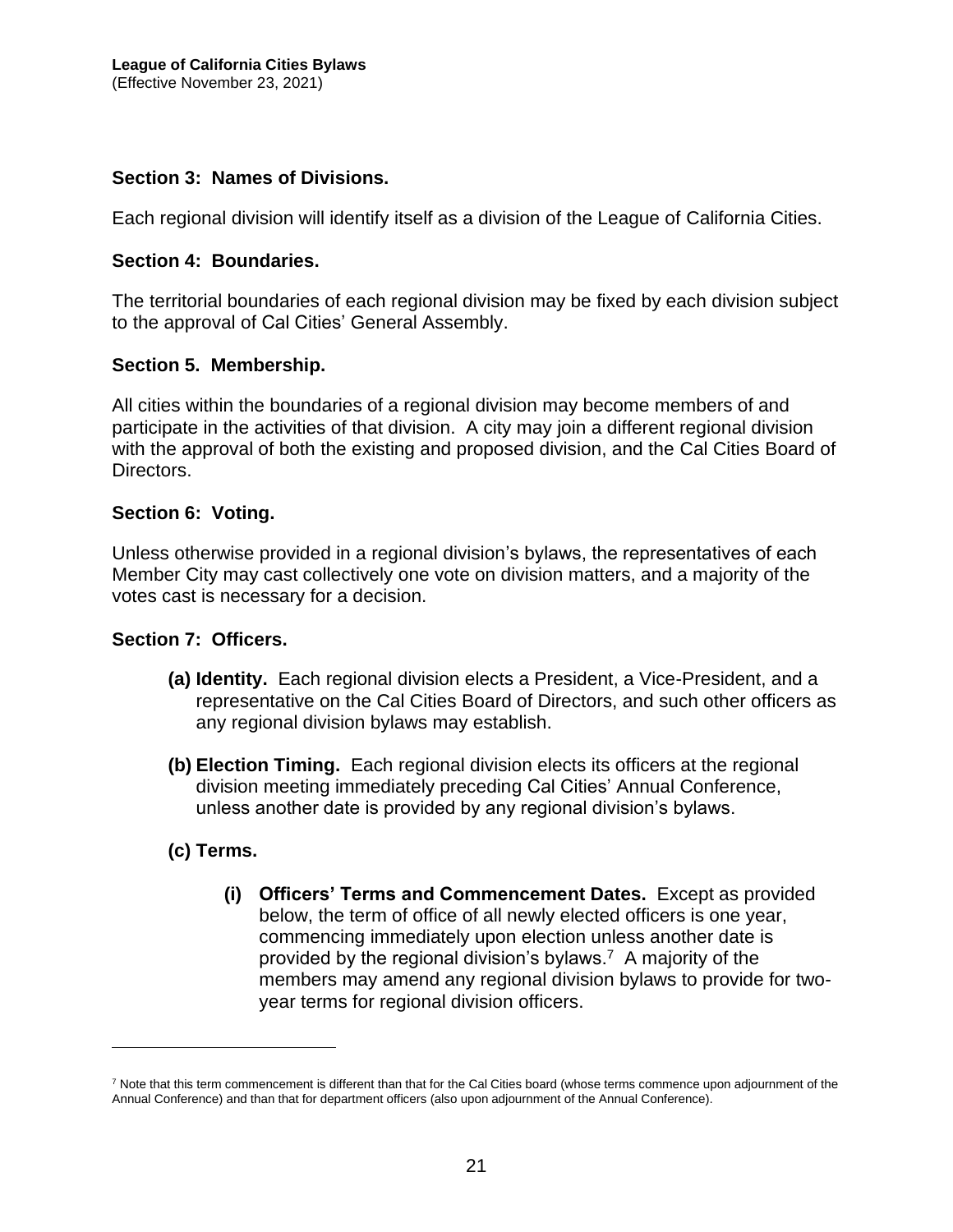### Section 3: Names of Divisions.

Each regional division will identify itself as a division of the League of California Cities.

### Section 4: Boundaries.

The territorial boundaries of each regional division may be fixed by each division subject to the approval of Cal Cities' General Assembly.

### Section 5. Membership.

All cities within the boundaries of a regional division may become members of and participate in the activities of that division. A city may join a different regional division with the approval of both the existing and proposed division, and the Cal Cities Board of Directors.

### Section 6: Voting.

Unless otherwise provided in a regional division's bylaws, the representatives of each Member City may cast collectively one vote on division matters, and a majority of the votes cast is necessary for a decision.

### Section 7: Officers.

**(a) Identity.** Each regional division elects a President, a Vice-President, and a representative on the Cal Cities Board of Directors, and such other officers as any regional division bylaws may establish.

**(b) Election Timing.** Each regional division elects its officers at the regional division meeting immediately preceding Cal Cities' Annual Conference, unless another date is provided by any regional division's bylaws.

**(c) Terms.**

**(i) Officers' Terms and Commencement Dates.** Except as provided below, the term of office of all newly elected officers is one year, commencing immediately upon election unless another date is provided by the regional division's bylaws.[7] A majority of the members may amend any regional division bylaws to provide for two-year terms for regional division officers.

---

[7] Note that this term commencement is different than that for the Cal Cities board (whose terms commence upon adjournment of the Annual Conference) and than that for department officers (also upon adjournment of the Annual Conference).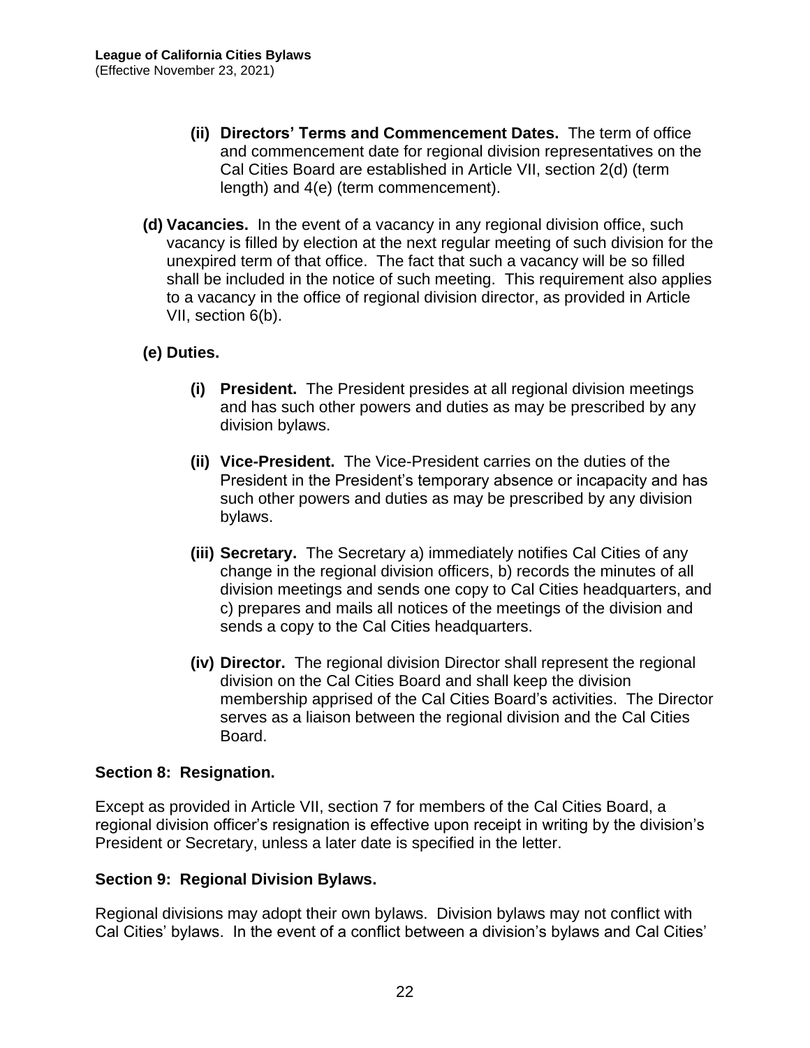- **(ii) Directors' Terms and Commencement Dates.** The term of office and commencement date for regional division representatives on the Cal Cities Board are established in Article VII, section 2(d) (term length) and 4(e) (term commencement).

**(d) Vacancies.** In the event of a vacancy in any regional division office, such vacancy is filled by election at the next regular meeting of such division for the unexpired term of that office. The fact that such a vacancy will be so filled shall be included in the notice of such meeting. This requirement also applies to a vacancy in the office of regional division director, as provided in Article VII, section 6(b).

**(e) Duties.**

- **(i) President.** The President presides at all regional division meetings and has such other powers and duties as may be prescribed by any division bylaws.

- **(ii) Vice-President.** The Vice-President carries on the duties of the President in the President's temporary absence or incapacity and has such other powers and duties as may be prescribed by any division bylaws.

- **(iii) Secretary.** The Secretary a) immediately notifies Cal Cities of any change in the regional division officers, b) records the minutes of all division meetings and sends one copy to Cal Cities headquarters, and c) prepares and mails all notices of the meetings of the division and sends a copy to the Cal Cities headquarters.

- **(iv) Director.** The regional division Director shall represent the regional division on the Cal Cities Board and shall keep the division membership apprised of the Cal Cities Board's activities. The Director serves as a liaison between the regional division and the Cal Cities Board.

### Section 8: Resignation.

Except as provided in Article VII, section 7 for members of the Cal Cities Board, a regional division officer's resignation is effective upon receipt in writing by the division's President or Secretary, unless a later date is specified in the letter.

### Section 9: Regional Division Bylaws.

Regional divisions may adopt their own bylaws. Division bylaws may not conflict with Cal Cities' bylaws. In the event of a conflict between a division's bylaws and Cal Cities'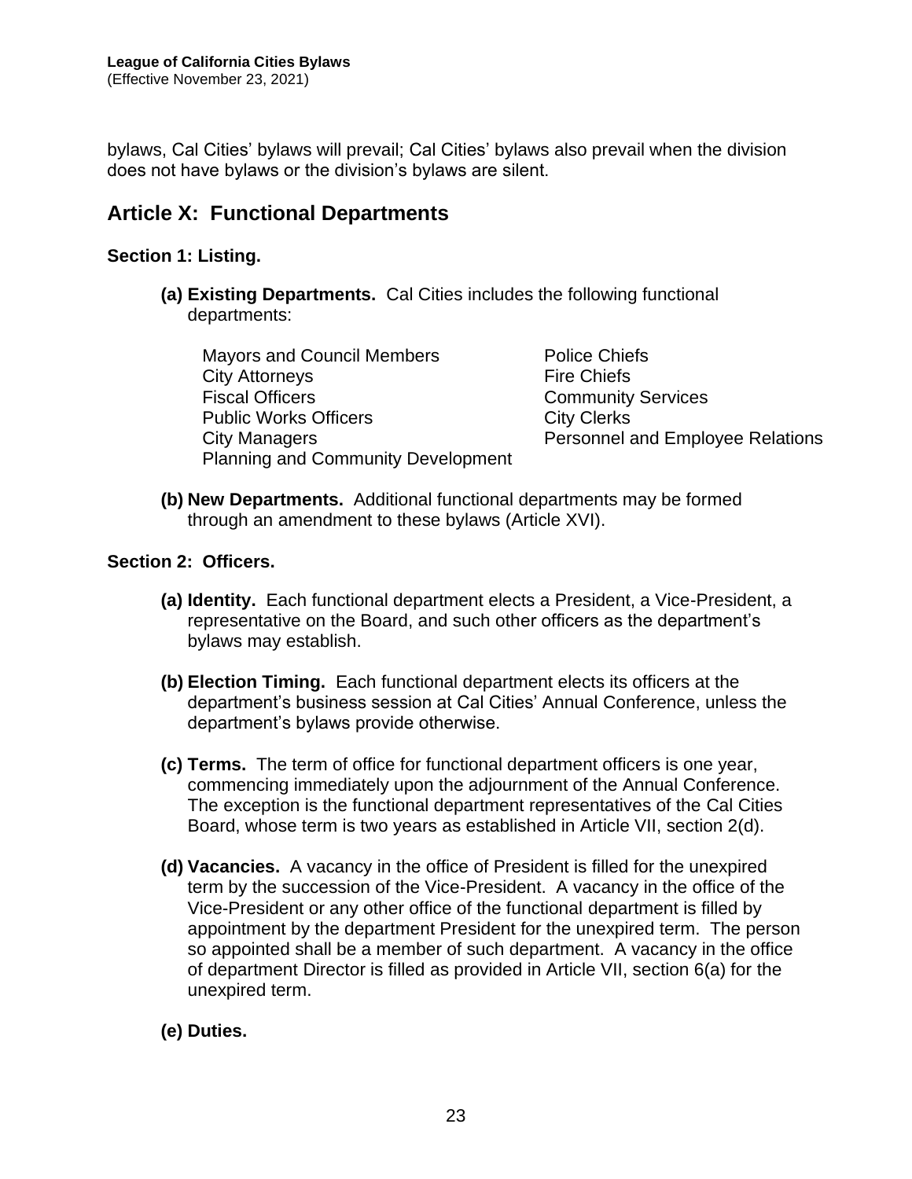bylaws, Cal Cities' bylaws will prevail; Cal Cities' bylaws also prevail when the division does not have bylaws or the division's bylaws are silent.

## Article X: Functional Departments

### Section 1: Listing.

**(a) Existing Departments.** Cal Cities includes the following functional departments:

- Mayors and Council Members
- City Attorneys
- Fiscal Officers
- Public Works Officers
- City Managers
- Planning and Community Development
- Police Chiefs
- Fire Chiefs
- Community Services
- City Clerks
- Personnel and Employee Relations

**(b) New Departments.** Additional functional departments may be formed through an amendment to these bylaws (Article XVI).

### Section 2: Officers.

**(a) Identity.** Each functional department elects a President, a Vice-President, a representative on the Board, and such other officers as the department's bylaws may establish.

**(b) Election Timing.** Each functional department elects its officers at the department's business session at Cal Cities' Annual Conference, unless the department's bylaws provide otherwise.

**(c) Terms.** The term of office for functional department officers is one year, commencing immediately upon the adjournment of the Annual Conference. The exception is the functional department representatives of the Cal Cities Board, whose term is two years as established in Article VII, section 2(d).

**(d) Vacancies.** A vacancy in the office of President is filled for the unexpired term by the succession of the Vice-President. A vacancy in the office of the Vice-President or any other office of the functional department is filled by appointment by the department President for the unexpired term. The person so appointed shall be a member of such department. A vacancy in the office of department Director is filled as provided in Article VII, section 6(a) for the unexpired term.

**(e) Duties.**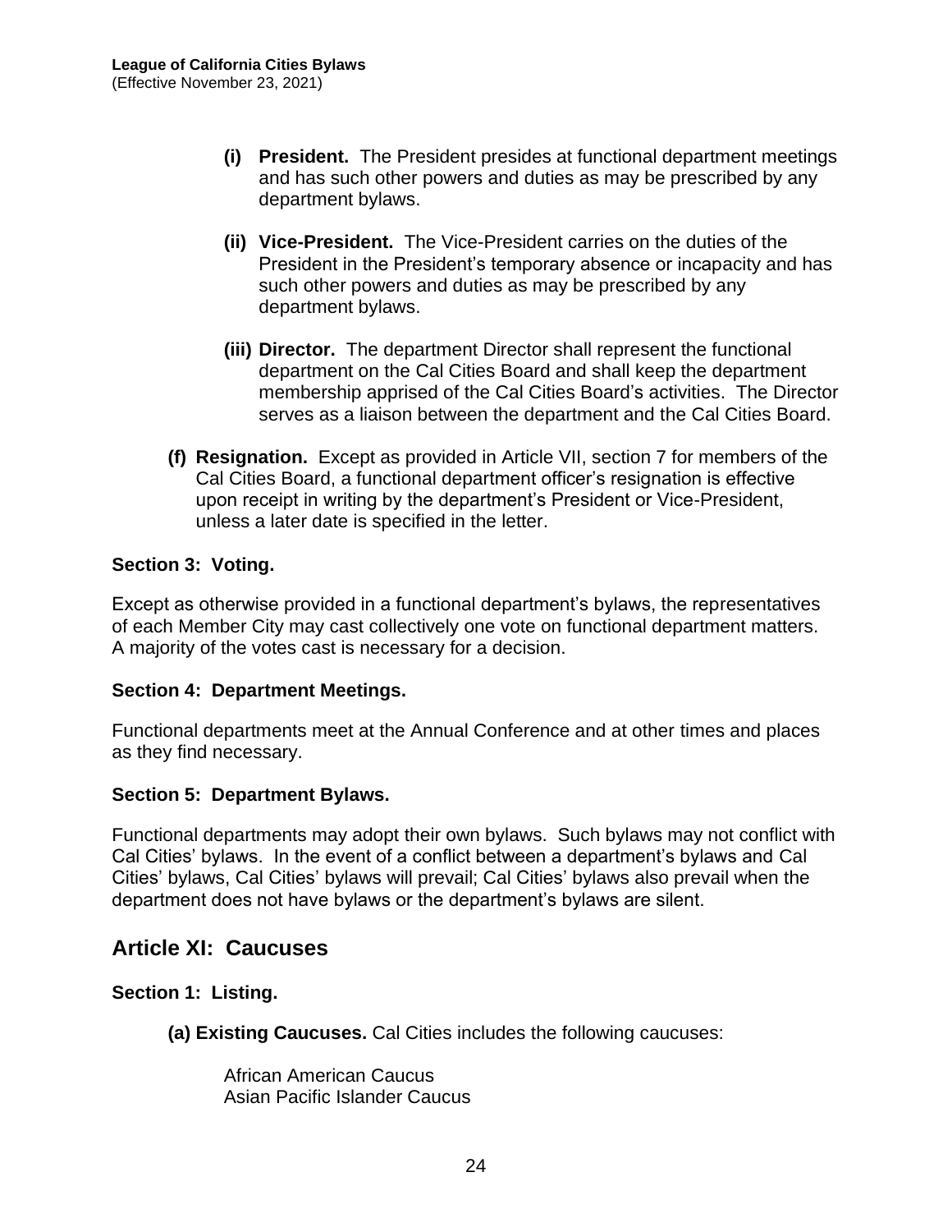- **(i) President.** The President presides at functional department meetings and has such other powers and duties as may be prescribed by any department bylaws.

- **(ii) Vice-President.** The Vice-President carries on the duties of the President in the President's temporary absence or incapacity and has such other powers and duties as may be prescribed by any department bylaws.

- **(iii) Director.** The department Director shall represent the functional department on the Cal Cities Board and shall keep the department membership apprised of the Cal Cities Board's activities. The Director serves as a liaison between the department and the Cal Cities Board.

**(f) Resignation.** Except as provided in Article VII, section 7 for members of the Cal Cities Board, a functional department officer's resignation is effective upon receipt in writing by the department's President or Vice-President, unless a later date is specified in the letter.

### Section 3: Voting.

Except as otherwise provided in a functional department's bylaws, the representatives of each Member City may cast collectively one vote on functional department matters. A majority of the votes cast is necessary for a decision.

### Section 4: Department Meetings.

Functional departments meet at the Annual Conference and at other times and places as they find necessary.

### Section 5: Department Bylaws.

Functional departments may adopt their own bylaws. Such bylaws may not conflict with Cal Cities' bylaws. In the event of a conflict between a department's bylaws and Cal Cities' bylaws, Cal Cities' bylaws will prevail; Cal Cities' bylaws also prevail when the department does not have bylaws or the department's bylaws are silent.

## Article XI: Caucuses

### Section 1: Listing.

**(a) Existing Caucuses.** Cal Cities includes the following caucuses:

African American Caucus
Asian Pacific Islander Caucus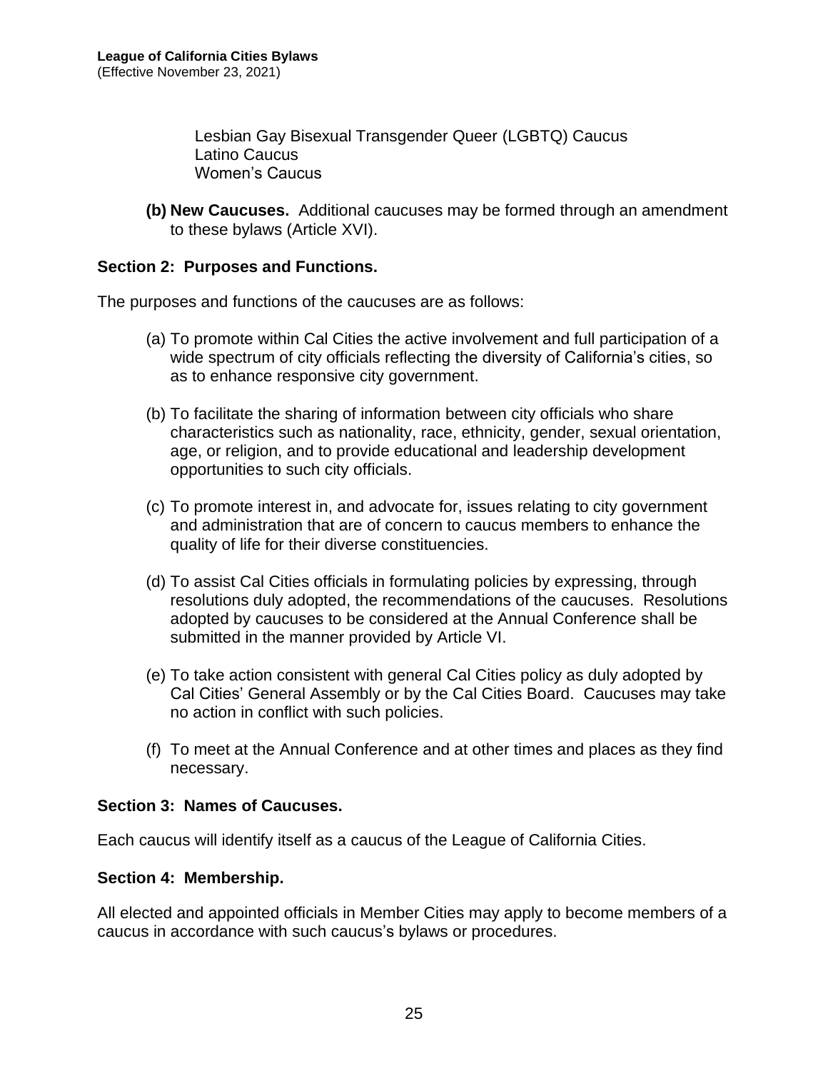Lesbian Gay Bisexual Transgender Queer (LGBTQ) Caucus
Latino Caucus
Women's Caucus

**(b) New Caucuses.** Additional caucuses may be formed through an amendment to these bylaws (Article XVI).

### Section 2: Purposes and Functions.

The purposes and functions of the caucuses are as follows:

(a) To promote within Cal Cities the active involvement and full participation of a wide spectrum of city officials reflecting the diversity of California's cities, so as to enhance responsive city government.

(b) To facilitate the sharing of information between city officials who share characteristics such as nationality, race, ethnicity, gender, sexual orientation, age, or religion, and to provide educational and leadership development opportunities to such city officials.

(c) To promote interest in, and advocate for, issues relating to city government and administration that are of concern to caucus members to enhance the quality of life for their diverse constituencies.

(d) To assist Cal Cities officials in formulating policies by expressing, through resolutions duly adopted, the recommendations of the caucuses. Resolutions adopted by caucuses to be considered at the Annual Conference shall be submitted in the manner provided by Article VI.

(e) To take action consistent with general Cal Cities policy as duly adopted by Cal Cities' General Assembly or by the Cal Cities Board. Caucuses may take no action in conflict with such policies.

(f) To meet at the Annual Conference and at other times and places as they find necessary.

### Section 3: Names of Caucuses.

Each caucus will identify itself as a caucus of the League of California Cities.

### Section 4: Membership.

All elected and appointed officials in Member Cities may apply to become members of a caucus in accordance with such caucus's bylaws or procedures.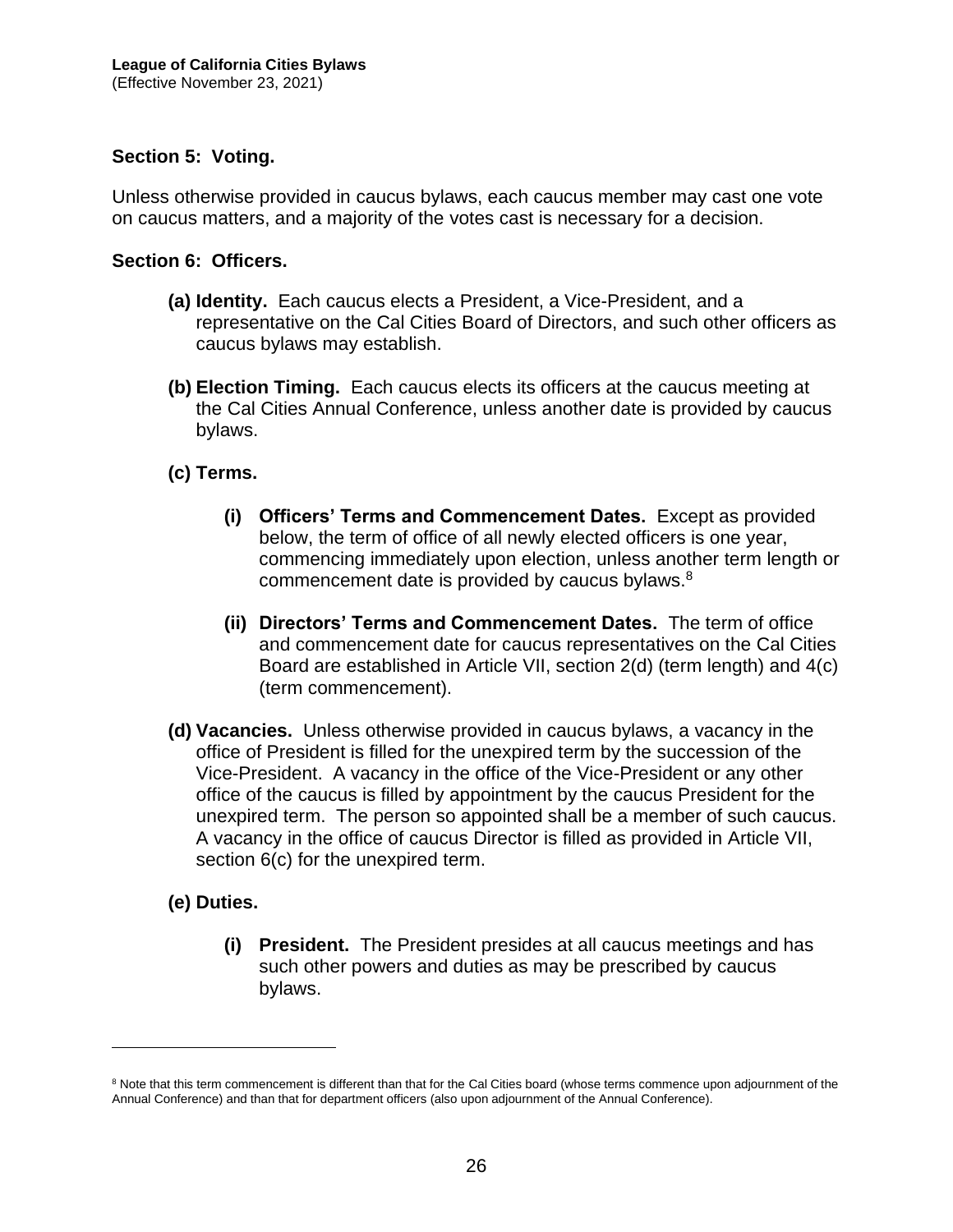### Section 5: Voting.

Unless otherwise provided in caucus bylaws, each caucus member may cast one vote on caucus matters, and a majority of the votes cast is necessary for a decision.

### Section 6: Officers.

**(a) Identity.** Each caucus elects a President, a Vice-President, and a representative on the Cal Cities Board of Directors, and such other officers as caucus bylaws may establish.

**(b) Election Timing.** Each caucus elects its officers at the caucus meeting at the Cal Cities Annual Conference, unless another date is provided by caucus bylaws.

**(c) Terms.**

> **(i) Officers' Terms and Commencement Dates.** Except as provided below, the term of office of all newly elected officers is one year, commencing immediately upon election, unless another term length or commencement date is provided by caucus bylaws.[8]
>
> **(ii) Directors' Terms and Commencement Dates.** The term of office and commencement date for caucus representatives on the Cal Cities Board are established in Article VII, section 2(d) (term length) and 4(c) (term commencement).

**(d) Vacancies.** Unless otherwise provided in caucus bylaws, a vacancy in the office of President is filled for the unexpired term by the succession of the Vice-President. A vacancy in the office of the Vice-President or any other office of the caucus is filled by appointment by the caucus President for the unexpired term. The person so appointed shall be a member of such caucus. A vacancy in the office of caucus Director is filled as provided in Article VII, section 6(c) for the unexpired term.

**(e) Duties.**

> **(i) President.** The President presides at all caucus meetings and has such other powers and duties as may be prescribed by caucus bylaws.

---

[8] Note that this term commencement is different than that for the Cal Cities board (whose terms commence upon adjournment of the Annual Conference) and than that for department officers (also upon adjournment of the Annual Conference).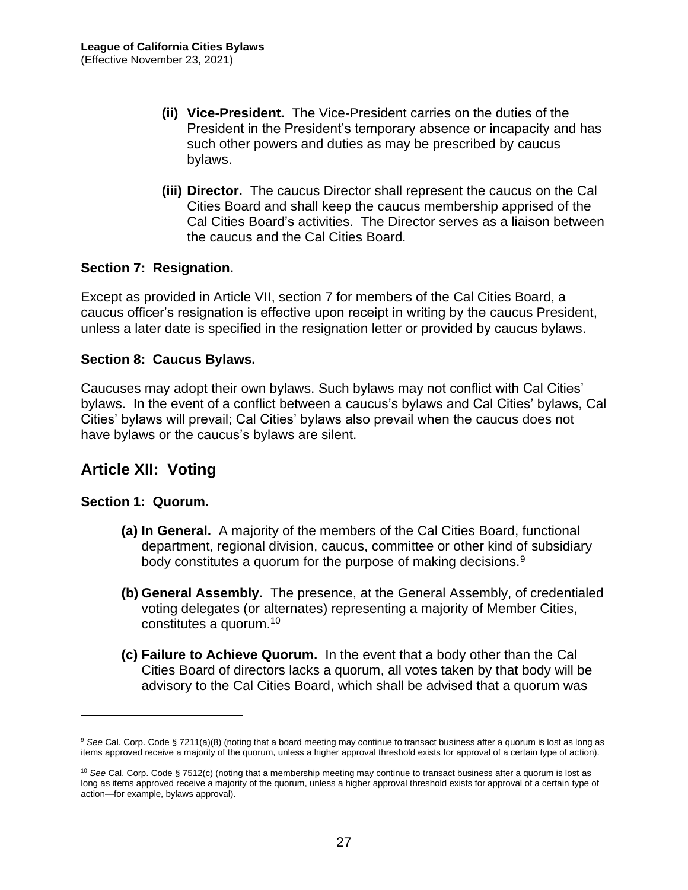- **(ii) Vice-President.** The Vice-President carries on the duties of the President in the President's temporary absence or incapacity and has such other powers and duties as may be prescribed by caucus bylaws.

- **(iii) Director.** The caucus Director shall represent the caucus on the Cal Cities Board and shall keep the caucus membership apprised of the Cal Cities Board's activities. The Director serves as a liaison between the caucus and the Cal Cities Board.

### Section 7: Resignation.

Except as provided in Article VII, section 7 for members of the Cal Cities Board, a caucus officer's resignation is effective upon receipt in writing by the caucus President, unless a later date is specified in the resignation letter or provided by caucus bylaws.

### Section 8: Caucus Bylaws.

Caucuses may adopt their own bylaws. Such bylaws may not conflict with Cal Cities' bylaws. In the event of a conflict between a caucus's bylaws and Cal Cities' bylaws, Cal Cities' bylaws will prevail; Cal Cities' bylaws also prevail when the caucus does not have bylaws or the caucus's bylaws are silent.

## Article XII: Voting

### Section 1: Quorum.

- **(a) In General.** A majority of the members of the Cal Cities Board, functional department, regional division, caucus, committee or other kind of subsidiary body constitutes a quorum for the purpose of making decisions.[9]

- **(b) General Assembly.** The presence, at the General Assembly, of credentialed voting delegates (or alternates) representing a majority of Member Cities, constitutes a quorum.[10]

- **(c) Failure to Achieve Quorum.** In the event that a body other than the Cal Cities Board of directors lacks a quorum, all votes taken by that body will be advisory to the Cal Cities Board, which shall be advised that a quorum was

---

[9] *See* Cal. Corp. Code § 7211(a)(8) (noting that a board meeting may continue to transact business after a quorum is lost as long as items approved receive a majority of the quorum, unless a higher approval threshold exists for approval of a certain type of action).

[10] *See* Cal. Corp. Code § 7512(c) (noting that a membership meeting may continue to transact business after a quorum is lost as long as items approved receive a majority of the quorum, unless a higher approval threshold exists for approval of a certain type of action—for example, bylaws approval).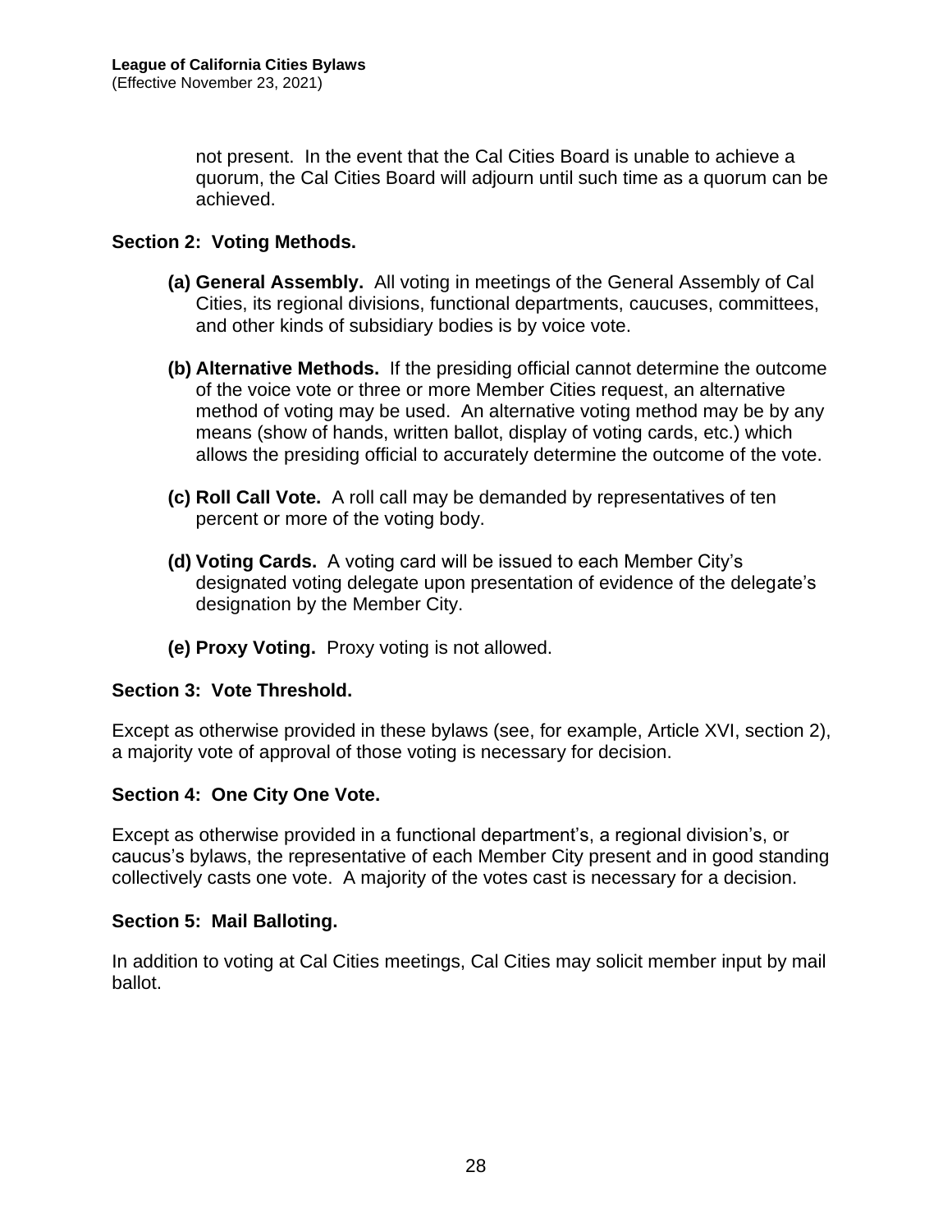not present. In the event that the Cal Cities Board is unable to achieve a quorum, the Cal Cities Board will adjourn until such time as a quorum can be achieved.

### Section 2: Voting Methods.

**(a) General Assembly.** All voting in meetings of the General Assembly of Cal Cities, its regional divisions, functional departments, caucuses, committees, and other kinds of subsidiary bodies is by voice vote.

**(b) Alternative Methods.** If the presiding official cannot determine the outcome of the voice vote or three or more Member Cities request, an alternative method of voting may be used. An alternative voting method may be by any means (show of hands, written ballot, display of voting cards, etc.) which allows the presiding official to accurately determine the outcome of the vote.

**(c) Roll Call Vote.** A roll call may be demanded by representatives of ten percent or more of the voting body.

**(d) Voting Cards.** A voting card will be issued to each Member City's designated voting delegate upon presentation of evidence of the delegate's designation by the Member City.

**(e) Proxy Voting.** Proxy voting is not allowed.

### Section 3: Vote Threshold.

Except as otherwise provided in these bylaws (see, for example, Article XVI, section 2), a majority vote of approval of those voting is necessary for decision.

### Section 4: One City One Vote.

Except as otherwise provided in a functional department's, a regional division's, or caucus's bylaws, the representative of each Member City present and in good standing collectively casts one vote. A majority of the votes cast is necessary for a decision.

### Section 5: Mail Balloting.

In addition to voting at Cal Cities meetings, Cal Cities may solicit member input by mail ballot.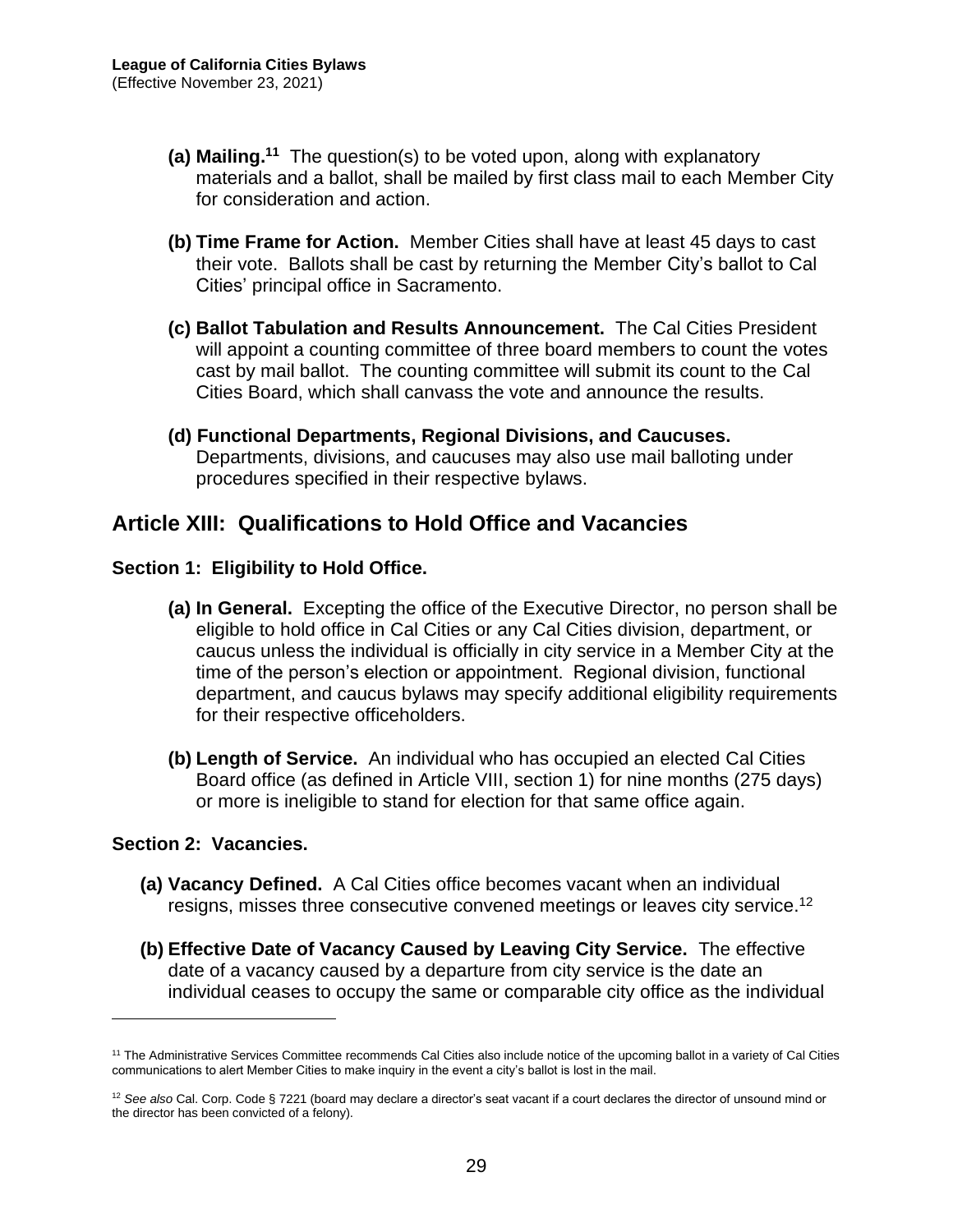- **(a) Mailing.**[11] The question(s) to be voted upon, along with explanatory materials and a ballot, shall be mailed by first class mail to each Member City for consideration and action.

- **(b) Time Frame for Action.** Member Cities shall have at least 45 days to cast their vote. Ballots shall be cast by returning the Member City's ballot to Cal Cities' principal office in Sacramento.

- **(c) Ballot Tabulation and Results Announcement.** The Cal Cities President will appoint a counting committee of three board members to count the votes cast by mail ballot. The counting committee will submit its count to the Cal Cities Board, which shall canvass the vote and announce the results.

- **(d) Functional Departments, Regional Divisions, and Caucuses.** Departments, divisions, and caucuses may also use mail balloting under procedures specified in their respective bylaws.

## Article XIII: Qualifications to Hold Office and Vacancies

### Section 1: Eligibility to Hold Office.

- **(a) In General.** Excepting the office of the Executive Director, no person shall be eligible to hold office in Cal Cities or any Cal Cities division, department, or caucus unless the individual is officially in city service in a Member City at the time of the person's election or appointment. Regional division, functional department, and caucus bylaws may specify additional eligibility requirements for their respective officeholders.

- **(b) Length of Service.** An individual who has occupied an elected Cal Cities Board office (as defined in Article VIII, section 1) for nine months (275 days) or more is ineligible to stand for election for that same office again.

### Section 2: Vacancies.

- **(a) Vacancy Defined.** A Cal Cities office becomes vacant when an individual resigns, misses three consecutive convened meetings or leaves city service.[12]

- **(b) Effective Date of Vacancy Caused by Leaving City Service.** The effective date of a vacancy caused by a departure from city service is the date an individual ceases to occupy the same or comparable city office as the individual

---

[11] The Administrative Services Committee recommends Cal Cities also include notice of the upcoming ballot in a variety of Cal Cities communications to alert Member Cities to make inquiry in the event a city's ballot is lost in the mail.

[12] *See also* Cal. Corp. Code § 7221 (board may declare a director's seat vacant if a court declares the director of unsound mind or the director has been convicted of a felony).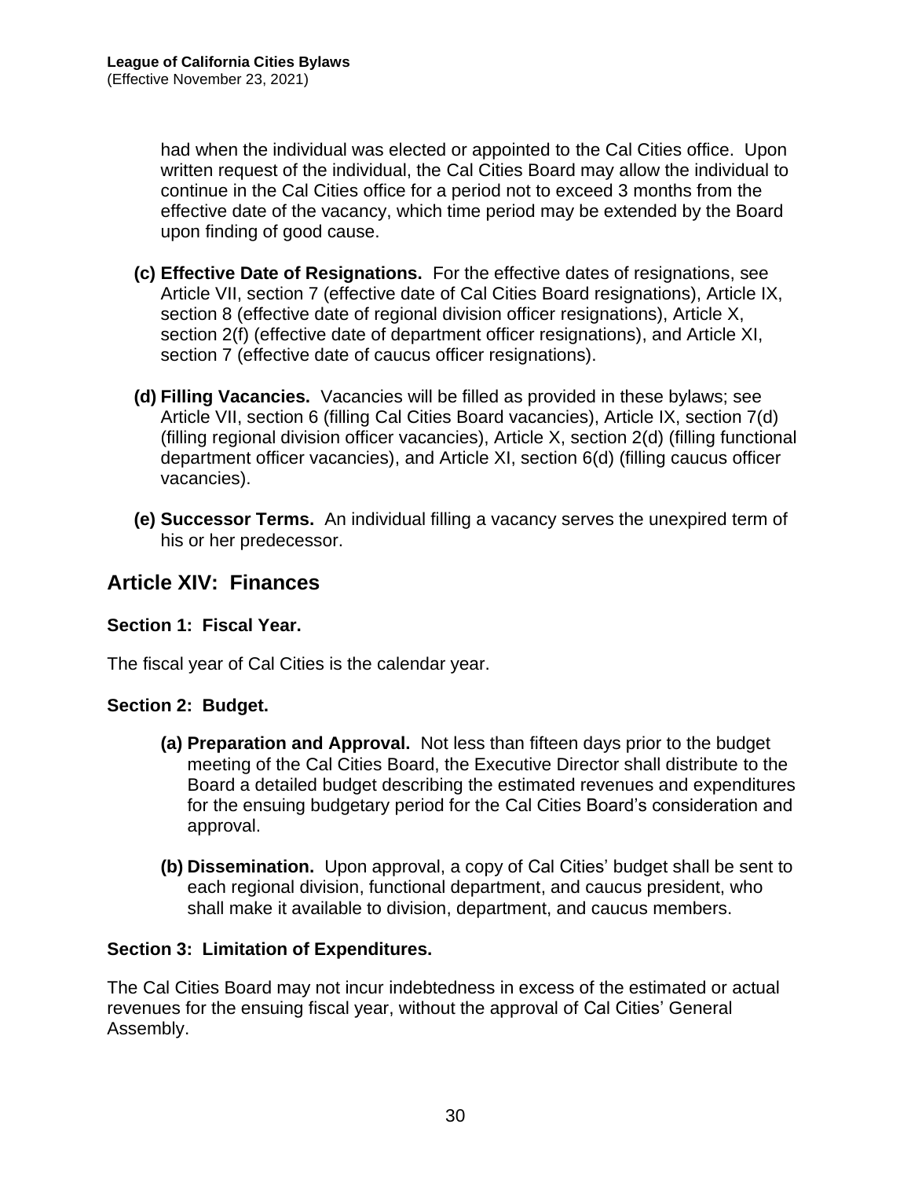had when the individual was elected or appointed to the Cal Cities office. Upon written request of the individual, the Cal Cities Board may allow the individual to continue in the Cal Cities office for a period not to exceed 3 months from the effective date of the vacancy, which time period may be extended by the Board upon finding of good cause.

**(c) Effective Date of Resignations.** For the effective dates of resignations, see Article VII, section 7 (effective date of Cal Cities Board resignations), Article IX, section 8 (effective date of regional division officer resignations), Article X, section 2(f) (effective date of department officer resignations), and Article XI, section 7 (effective date of caucus officer resignations).

**(d) Filling Vacancies.** Vacancies will be filled as provided in these bylaws; see Article VII, section 6 (filling Cal Cities Board vacancies), Article IX, section 7(d) (filling regional division officer vacancies), Article X, section 2(d) (filling functional department officer vacancies), and Article XI, section 6(d) (filling caucus officer vacancies).

**(e) Successor Terms.** An individual filling a vacancy serves the unexpired term of his or her predecessor.

## Article XIV: Finances

### Section 1: Fiscal Year.

The fiscal year of Cal Cities is the calendar year.

### Section 2: Budget.

**(a) Preparation and Approval.** Not less than fifteen days prior to the budget meeting of the Cal Cities Board, the Executive Director shall distribute to the Board a detailed budget describing the estimated revenues and expenditures for the ensuing budgetary period for the Cal Cities Board's consideration and approval.

**(b) Dissemination.** Upon approval, a copy of Cal Cities' budget shall be sent to each regional division, functional department, and caucus president, who shall make it available to division, department, and caucus members.

### Section 3: Limitation of Expenditures.

The Cal Cities Board may not incur indebtedness in excess of the estimated or actual revenues for the ensuing fiscal year, without the approval of Cal Cities' General Assembly.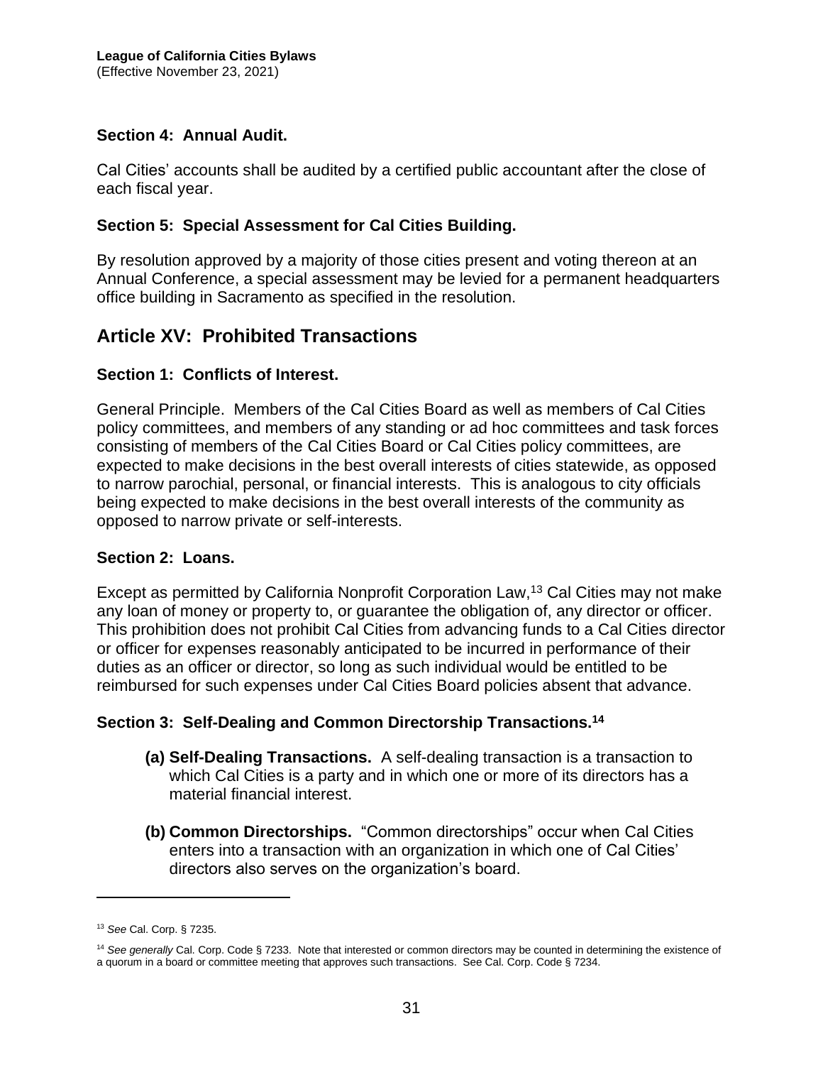### Section 4: Annual Audit.

Cal Cities' accounts shall be audited by a certified public accountant after the close of each fiscal year.

### Section 5: Special Assessment for Cal Cities Building.

By resolution approved by a majority of those cities present and voting thereon at an Annual Conference, a special assessment may be levied for a permanent headquarters office building in Sacramento as specified in the resolution.

## Article XV: Prohibited Transactions

### Section 1: Conflicts of Interest.

General Principle. Members of the Cal Cities Board as well as members of Cal Cities policy committees, and members of any standing or ad hoc committees and task forces consisting of members of the Cal Cities Board or Cal Cities policy committees, are expected to make decisions in the best overall interests of cities statewide, as opposed to narrow parochial, personal, or financial interests. This is analogous to city officials being expected to make decisions in the best overall interests of the community as opposed to narrow private or self-interests.

### Section 2: Loans.

Except as permitted by California Nonprofit Corporation Law,[13] Cal Cities may not make any loan of money or property to, or guarantee the obligation of, any director or officer. This prohibition does not prohibit Cal Cities from advancing funds to a Cal Cities director or officer for expenses reasonably anticipated to be incurred in performance of their duties as an officer or director, so long as such individual would be entitled to be reimbursed for such expenses under Cal Cities Board policies absent that advance.

### Section 3: Self-Dealing and Common Directorship Transactions.[14]

**(a) Self-Dealing Transactions.** A self-dealing transaction is a transaction to which Cal Cities is a party and in which one or more of its directors has a material financial interest.

**(b) Common Directorships.** "Common directorships" occur when Cal Cities enters into a transaction with an organization in which one of Cal Cities' directors also serves on the organization's board.

---

[13] *See* Cal. Corp. § 7235.

[14] *See generally* Cal. Corp. Code § 7233. Note that interested or common directors may be counted in determining the existence of a quorum in a board or committee meeting that approves such transactions. See Cal. Corp. Code § 7234.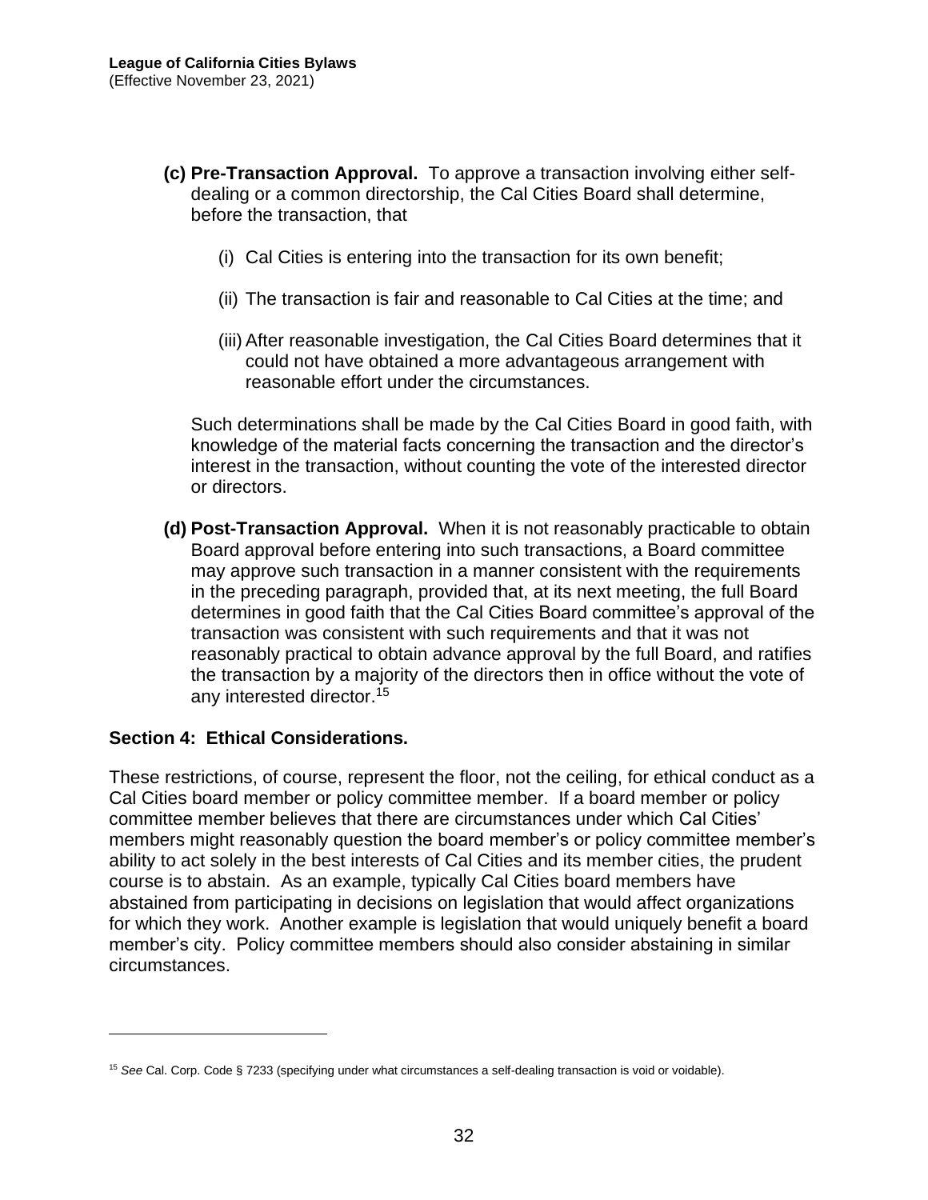**(c) Pre-Transaction Approval.** To approve a transaction involving either self-dealing or a common directorship, the Cal Cities Board shall determine, before the transaction, that

(i) Cal Cities is entering into the transaction for its own benefit;

(ii) The transaction is fair and reasonable to Cal Cities at the time; and

(iii) After reasonable investigation, the Cal Cities Board determines that it could not have obtained a more advantageous arrangement with reasonable effort under the circumstances.

Such determinations shall be made by the Cal Cities Board in good faith, with knowledge of the material facts concerning the transaction and the director's interest in the transaction, without counting the vote of the interested director or directors.

**(d) Post-Transaction Approval.** When it is not reasonably practicable to obtain Board approval before entering into such transactions, a Board committee may approve such transaction in a manner consistent with the requirements in the preceding paragraph, provided that, at its next meeting, the full Board determines in good faith that the Cal Cities Board committee's approval of the transaction was consistent with such requirements and that it was not reasonably practical to obtain advance approval by the full Board, and ratifies the transaction by a majority of the directors then in office without the vote of any interested director.[15]

## Section 4: Ethical Considerations.

These restrictions, of course, represent the floor, not the ceiling, for ethical conduct as a Cal Cities board member or policy committee member. If a board member or policy committee member believes that there are circumstances under which Cal Cities' members might reasonably question the board member's or policy committee member's ability to act solely in the best interests of Cal Cities and its member cities, the prudent course is to abstain. As an example, typically Cal Cities board members have abstained from participating in decisions on legislation that would affect organizations for which they work. Another example is legislation that would uniquely benefit a board member's city. Policy committee members should also consider abstaining in similar circumstances.

---

[15] *See* Cal. Corp. Code § 7233 (specifying under what circumstances a self-dealing transaction is void or voidable).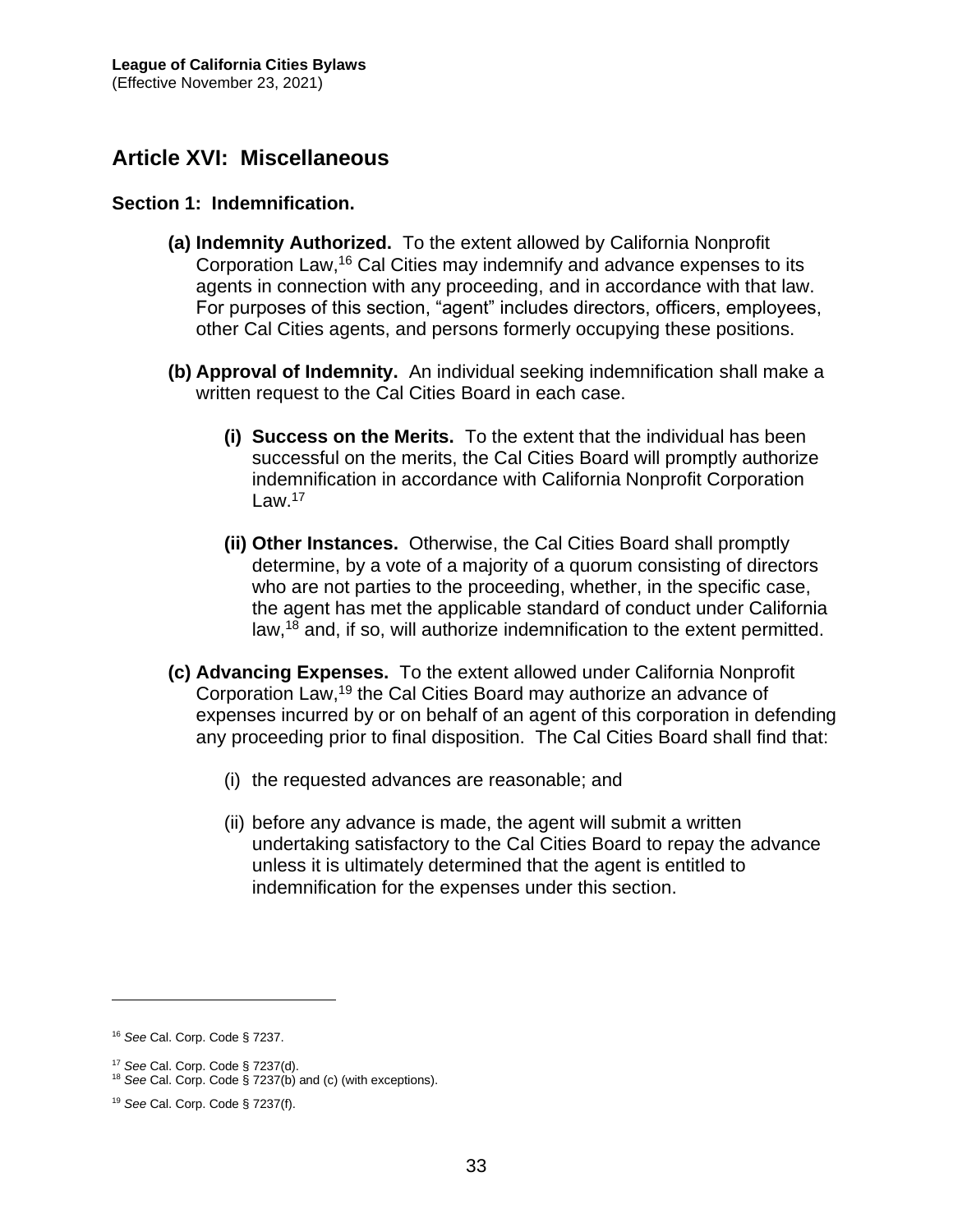## Article XVI: Miscellaneous

### Section 1: Indemnification.

**(a) Indemnity Authorized.** To the extent allowed by California Nonprofit Corporation Law,[16] Cal Cities may indemnify and advance expenses to its agents in connection with any proceeding, and in accordance with that law. For purposes of this section, "agent" includes directors, officers, employees, other Cal Cities agents, and persons formerly occupying these positions.

**(b) Approval of Indemnity.** An individual seeking indemnification shall make a written request to the Cal Cities Board in each case.

**(i) Success on the Merits.** To the extent that the individual has been successful on the merits, the Cal Cities Board will promptly authorize indemnification in accordance with California Nonprofit Corporation Law.[17]

**(ii) Other Instances.** Otherwise, the Cal Cities Board shall promptly determine, by a vote of a majority of a quorum consisting of directors who are not parties to the proceeding, whether, in the specific case, the agent has met the applicable standard of conduct under California law,[18] and, if so, will authorize indemnification to the extent permitted.

**(c) Advancing Expenses.** To the extent allowed under California Nonprofit Corporation Law,[19] the Cal Cities Board may authorize an advance of expenses incurred by or on behalf of an agent of this corporation in defending any proceeding prior to final disposition. The Cal Cities Board shall find that:

(i) the requested advances are reasonable; and

(ii) before any advance is made, the agent will submit a written undertaking satisfactory to the Cal Cities Board to repay the advance unless it is ultimately determined that the agent is entitled to indemnification for the expenses under this section.

---

[16] *See* Cal. Corp. Code § 7237.

[17] *See* Cal. Corp. Code § 7237(d).

[18] *See* Cal. Corp. Code § 7237(b) and (c) (with exceptions).

[19] *See* Cal. Corp. Code § 7237(f).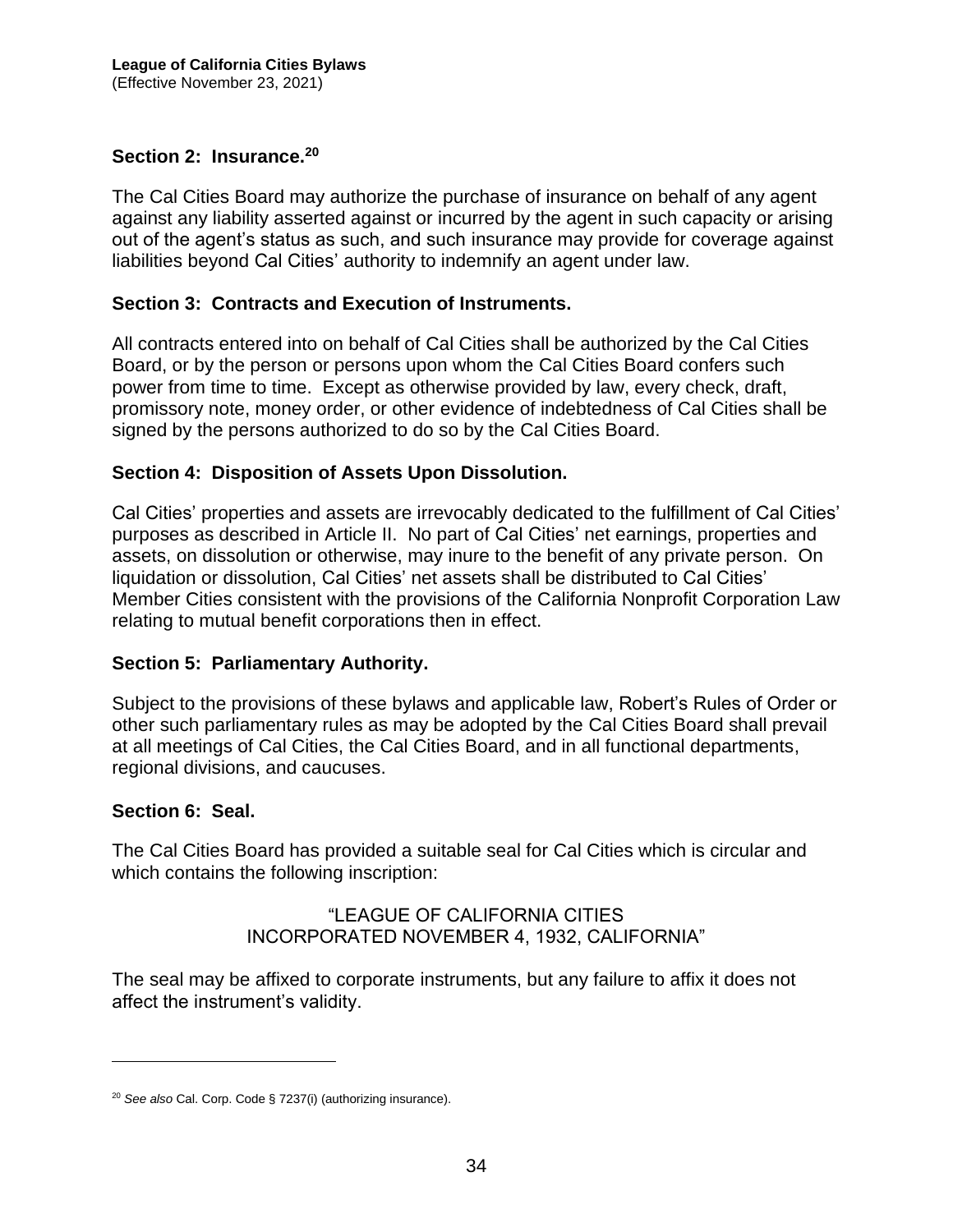## Section 2: Insurance.[20]

The Cal Cities Board may authorize the purchase of insurance on behalf of any agent against any liability asserted against or incurred by the agent in such capacity or arising out of the agent's status as such, and such insurance may provide for coverage against liabilities beyond Cal Cities' authority to indemnify an agent under law.

## Section 3: Contracts and Execution of Instruments.

All contracts entered into on behalf of Cal Cities shall be authorized by the Cal Cities Board, or by the person or persons upon whom the Cal Cities Board confers such power from time to time. Except as otherwise provided by law, every check, draft, promissory note, money order, or other evidence of indebtedness of Cal Cities shall be signed by the persons authorized to do so by the Cal Cities Board.

## Section 4: Disposition of Assets Upon Dissolution.

Cal Cities' properties and assets are irrevocably dedicated to the fulfillment of Cal Cities' purposes as described in Article II. No part of Cal Cities' net earnings, properties and assets, on dissolution or otherwise, may inure to the benefit of any private person. On liquidation or dissolution, Cal Cities' net assets shall be distributed to Cal Cities' Member Cities consistent with the provisions of the California Nonprofit Corporation Law relating to mutual benefit corporations then in effect.

## Section 5: Parliamentary Authority.

Subject to the provisions of these bylaws and applicable law, Robert's Rules of Order or other such parliamentary rules as may be adopted by the Cal Cities Board shall prevail at all meetings of Cal Cities, the Cal Cities Board, and in all functional departments, regional divisions, and caucuses.

## Section 6: Seal.

The Cal Cities Board has provided a suitable seal for Cal Cities which is circular and which contains the following inscription:

"LEAGUE OF CALIFORNIA CITIES
INCORPORATED NOVEMBER 4, 1932, CALIFORNIA"

The seal may be affixed to corporate instruments, but any failure to affix it does not affect the instrument's validity.

---

[20] *See also* Cal. Corp. Code § 7237(i) (authorizing insurance).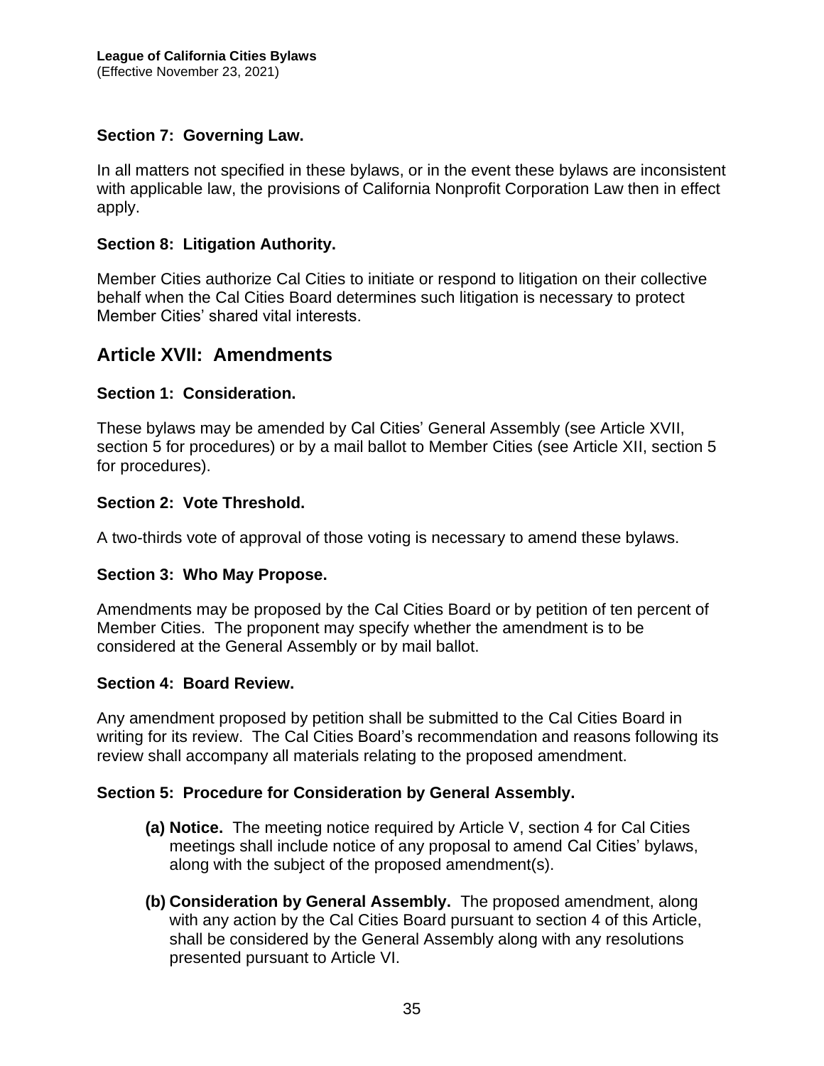### Section 7: Governing Law.

In all matters not specified in these bylaws, or in the event these bylaws are inconsistent with applicable law, the provisions of California Nonprofit Corporation Law then in effect apply.

### Section 8: Litigation Authority.

Member Cities authorize Cal Cities to initiate or respond to litigation on their collective behalf when the Cal Cities Board determines such litigation is necessary to protect Member Cities' shared vital interests.

## Article XVII: Amendments

### Section 1: Consideration.

These bylaws may be amended by Cal Cities' General Assembly (see Article XVII, section 5 for procedures) or by a mail ballot to Member Cities (see Article XII, section 5 for procedures).

### Section 2: Vote Threshold.

A two-thirds vote of approval of those voting is necessary to amend these bylaws.

### Section 3: Who May Propose.

Amendments may be proposed by the Cal Cities Board or by petition of ten percent of Member Cities. The proponent may specify whether the amendment is to be considered at the General Assembly or by mail ballot.

### Section 4: Board Review.

Any amendment proposed by petition shall be submitted to the Cal Cities Board in writing for its review. The Cal Cities Board's recommendation and reasons following its review shall accompany all materials relating to the proposed amendment.

### Section 5: Procedure for Consideration by General Assembly.

**(a) Notice.** The meeting notice required by Article V, section 4 for Cal Cities meetings shall include notice of any proposal to amend Cal Cities' bylaws, along with the subject of the proposed amendment(s).

**(b) Consideration by General Assembly.** The proposed amendment, along with any action by the Cal Cities Board pursuant to section 4 of this Article, shall be considered by the General Assembly along with any resolutions presented pursuant to Article VI.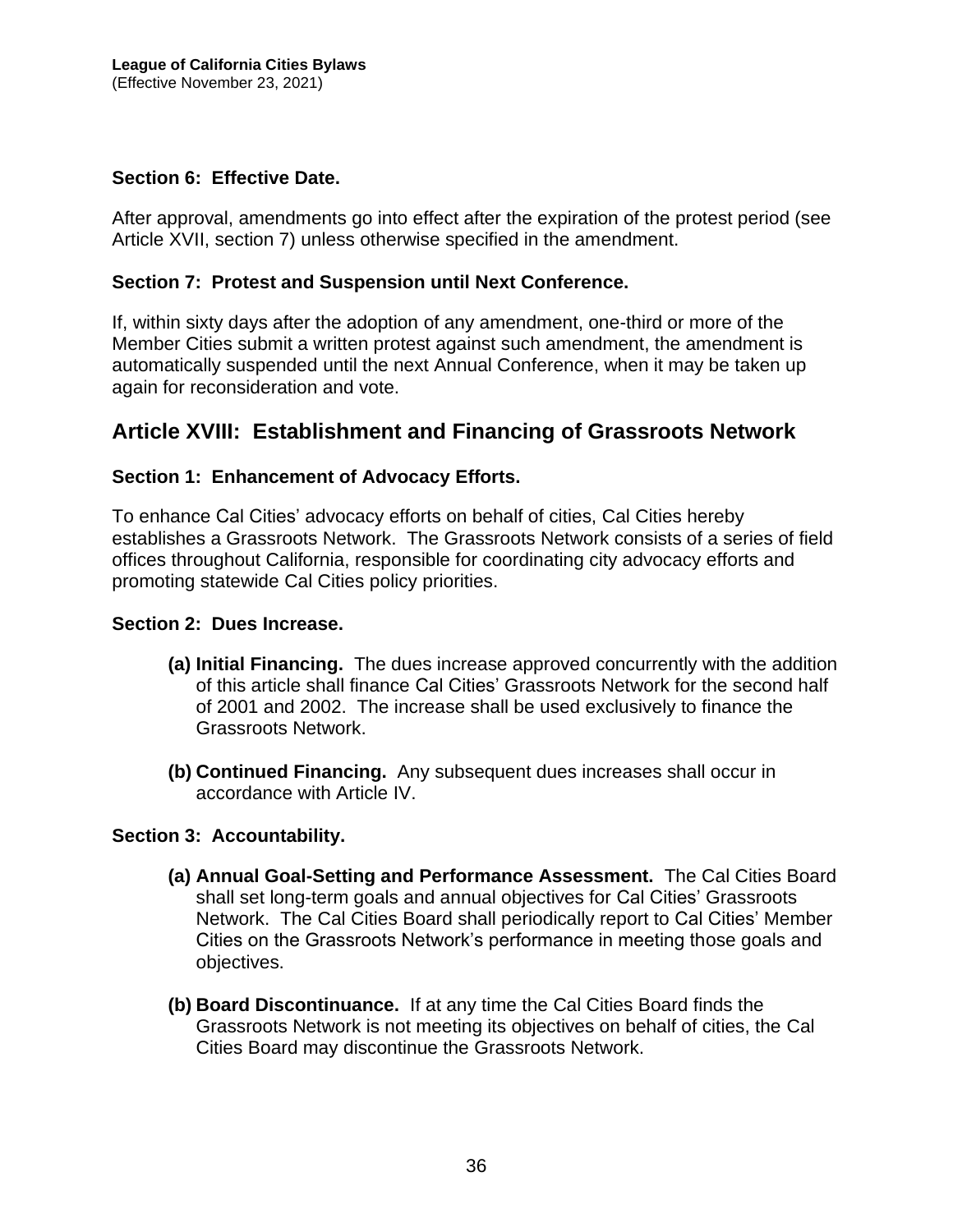### Section 6: Effective Date.

After approval, amendments go into effect after the expiration of the protest period (see Article XVII, section 7) unless otherwise specified in the amendment.

### Section 7: Protest and Suspension until Next Conference.

If, within sixty days after the adoption of any amendment, one-third or more of the Member Cities submit a written protest against such amendment, the amendment is automatically suspended until the next Annual Conference, when it may be taken up again for reconsideration and vote.

## Article XVIII: Establishment and Financing of Grassroots Network

### Section 1: Enhancement of Advocacy Efforts.

To enhance Cal Cities' advocacy efforts on behalf of cities, Cal Cities hereby establishes a Grassroots Network. The Grassroots Network consists of a series of field offices throughout California, responsible for coordinating city advocacy efforts and promoting statewide Cal Cities policy priorities.

### Section 2: Dues Increase.

**(a) Initial Financing.** The dues increase approved concurrently with the addition of this article shall finance Cal Cities' Grassroots Network for the second half of 2001 and 2002. The increase shall be used exclusively to finance the Grassroots Network.

**(b) Continued Financing.** Any subsequent dues increases shall occur in accordance with Article IV.

### Section 3: Accountability.

**(a) Annual Goal-Setting and Performance Assessment.** The Cal Cities Board shall set long-term goals and annual objectives for Cal Cities' Grassroots Network. The Cal Cities Board shall periodically report to Cal Cities' Member Cities on the Grassroots Network's performance in meeting those goals and objectives.

**(b) Board Discontinuance.** If at any time the Cal Cities Board finds the Grassroots Network is not meeting its objectives on behalf of cities, the Cal Cities Board may discontinue the Grassroots Network.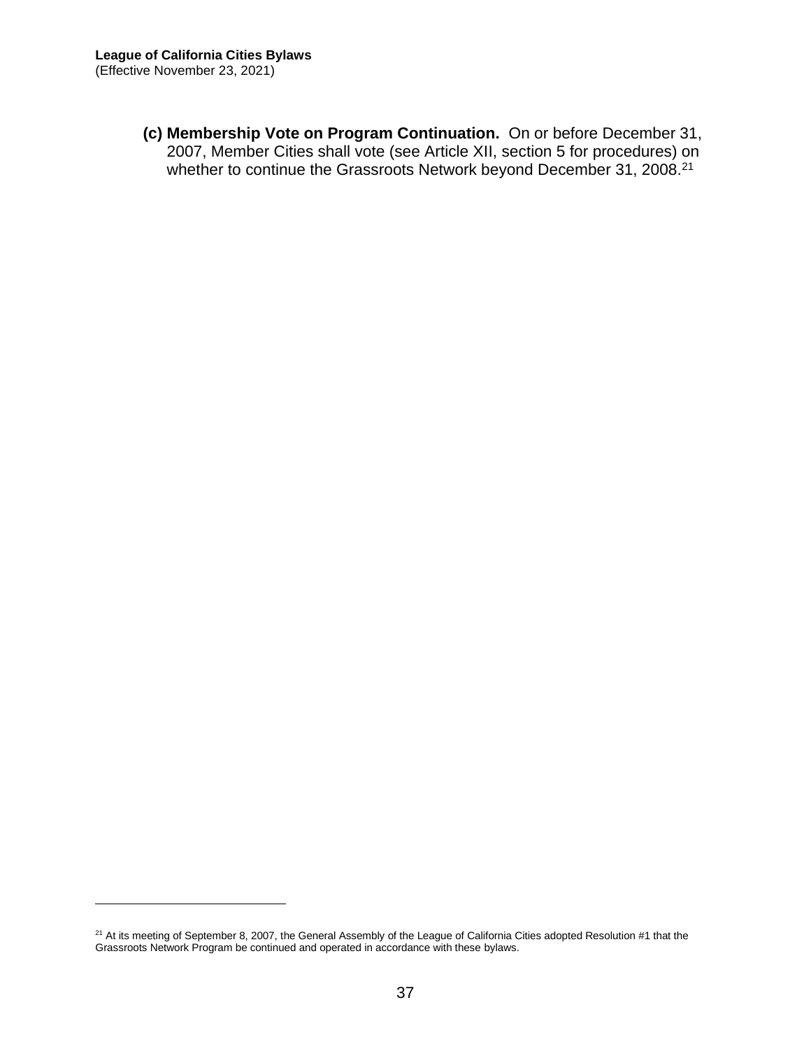**(c) Membership Vote on Program Continuation.** On or before December 31, 2007, Member Cities shall vote (see Article XII, section 5 for procedures) on whether to continue the Grassroots Network beyond December 31, 2008.[21]

---

[21] At its meeting of September 8, 2007, the General Assembly of the League of California Cities adopted Resolution #1 that the Grassroots Network Program be continued and operated in accordance with these bylaws.